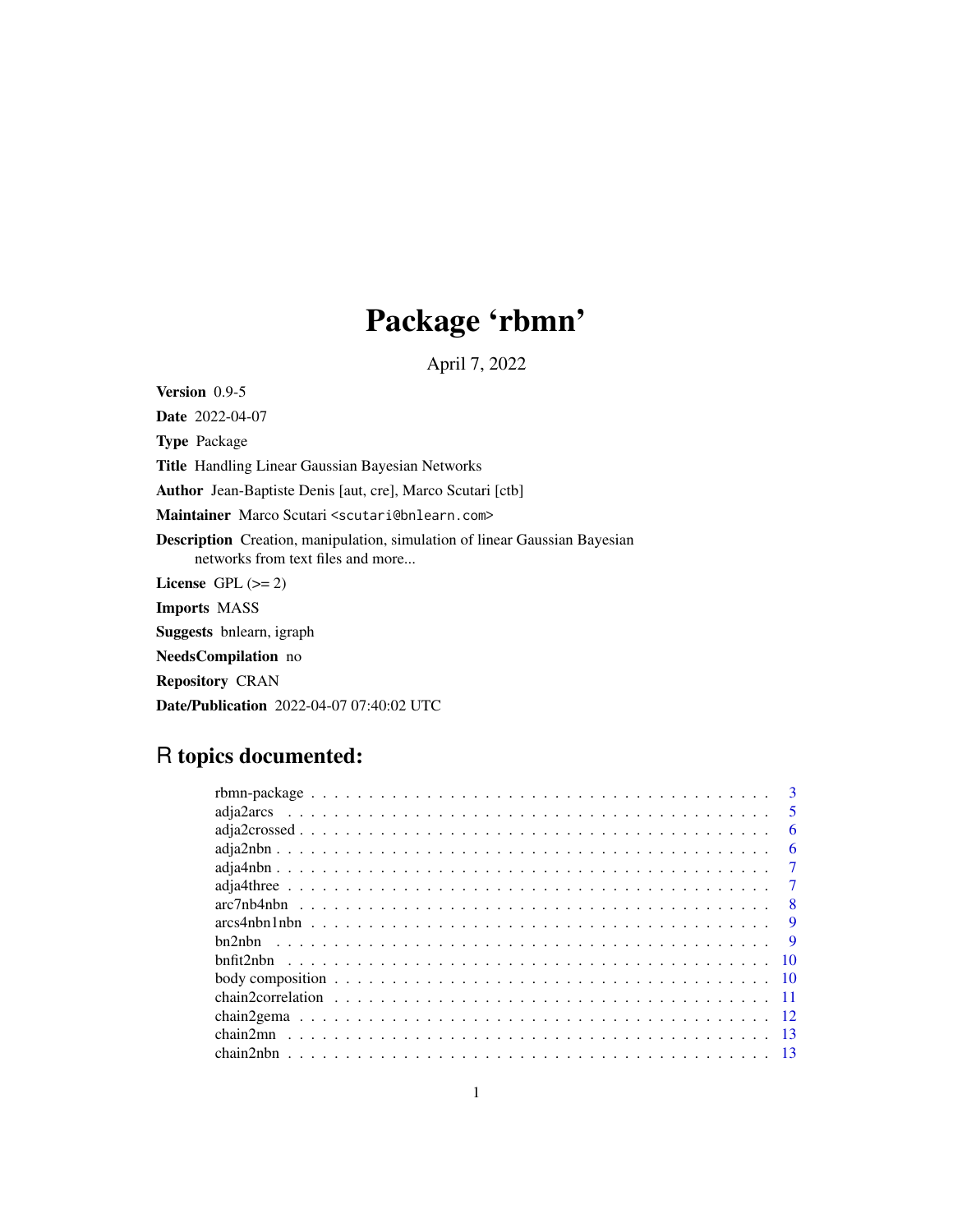# Package 'rbmn'

April 7, 2022

**Version** 0.9-5

**Date** 2022-04-07

**Type** Package

**Title** Handling Linear Gaussian Bayesian Networks

**Author** Jean-Baptiste Denis [aut, cre], Marco Scutari [ctb]

**Maintainer** Marco Scutari <scutari@bnlearn.com>

**Description** Creation, manipulation, simulation of linear Gaussian Bayesian networks from text files and more...

**License** GPL (>= 2)

**Imports** MASS

**Suggests** bnlearn, igraph

**NeedsCompilation** no

**Repository** CRAN

**Date/Publication** 2022-04-07 07:40:02 UTC

## R topics documented:

| | |
|---|---|
| rbmn-package | 3 |
| adja2arcs | 5 |
| adja2crossed | 6 |
| adja2nbn | 6 |
| adja4nbn | 7 |
| adja4three | 7 |
| arc7nb4nbn | 8 |
| arcs4nbn1nbn | 9 |
| bn2nbn | 9 |
| bnfit2nbn | 10 |
| body composition | 10 |
| chain2correlation | 11 |
| chain2gema | 12 |
| chain2mn | 13 |
| chain2nbn | 13 |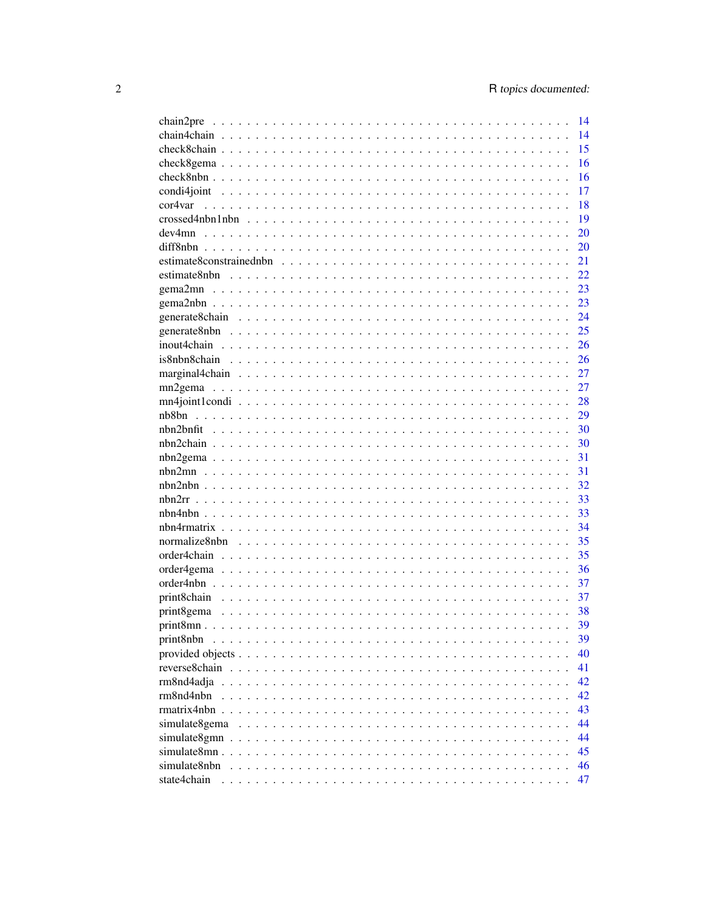| | |
|---|---|
| chain2pre | 14 |
| chain4chain | 14 |
| check8chain | 15 |
| check8gema | 16 |
| check8nbn | 16 |
| condi4joint | 17 |
| cor4var | 18 |
| crossed4nbn1nbn | 19 |
| dev4mn | 20 |
| diff8nbn | 20 |
| estimate8constrainednbn | 21 |
| estimate8nbn | 22 |
| gema2mn | 23 |
| gema2nbn | 23 |
| generate8chain | 24 |
| generate8nbn | 25 |
| inout4chain | 26 |
| is8nbn8chain | 26 |
| marginal4chain | 27 |
| mn2gema | 27 |
| mn4joint1condi | 28 |
| nb8bn | 29 |
| nbn2bnfit | 30 |
| nbn2chain | 30 |
| nbn2gema | 31 |
| nbn2mn | 31 |
| nbn2nbn | 32 |
| nbn2rr | 33 |
| nbn4nbn | 33 |
| nbn4rmatrix | 34 |
| normalize8nbn | 35 |
| order4chain | 35 |
| order4gema | 36 |
| order4nbn | 37 |
| print8chain | 37 |
| print8gema | 38 |
| print8mn | 39 |
| print8nbn | 39 |
| provided objects | 40 |
| reverse8chain | 41 |
| rm8nd4adja | 42 |
| rm8nd4nbn | 42 |
| rmatrix4nbn | 43 |
| simulate8gema | 44 |
| simulate8gmn | 44 |
| simulate8mn | 45 |
| simulate8nbn | 46 |
| state4chain | 47 |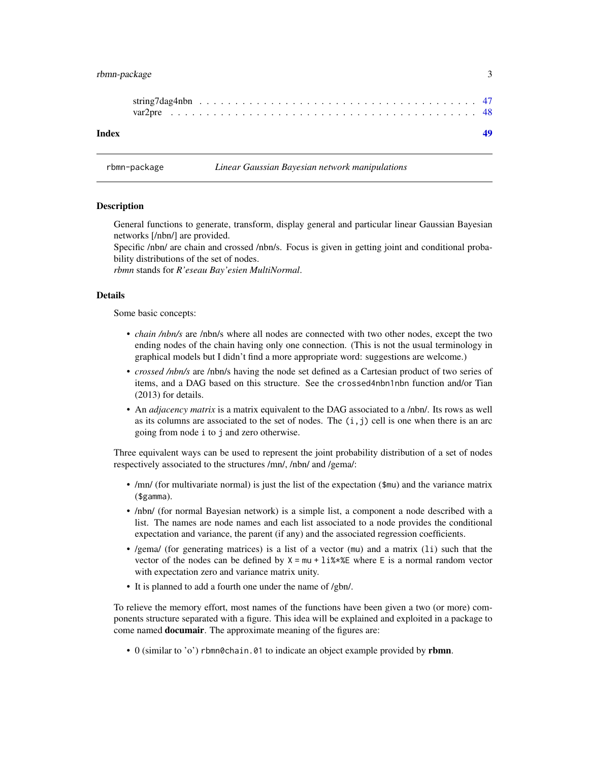string7dag4nbn . . . . . . . . . . . . . . . . . . . . . . . . . . . . . . . . . . . . . 47
var2pre . . . . . . . . . . . . . . . . . . . . . . . . . . . . . . . . . . . . . . . . . 48

**Index** **49**

---

rbmn-package *Linear Gaussian Bayesian network manipulations*

---

## Description

General functions to generate, transform, display general and particular linear Gaussian Bayesian networks [/nbn/] are provided.
Specific /nbn/ are chain and crossed /nbn/s. Focus is given in getting joint and conditional probability distributions of the set of nodes.
*rbmn* stands for *R'eseau Bay'esien MultiNormal*.

## Details

Some basic concepts:

- *chain /nbn/s* are /nbn/s where all nodes are connected with two other nodes, except the two ending nodes of the chain having only one connection. (This is not the usual terminology in graphical models but I didn't find a more appropriate word: suggestions are welcome.)
- *crossed /nbn/s* are /nbn/s having the node set defined as a Cartesian product of two series of items, and a DAG based on this structure. See the `crossed4nbn1nbn` function and/or Tian (2013) for details.
- An *adjacency matrix* is a matrix equivalent to the DAG associated to a /nbn/. Its rows as well as its columns are associated to the set of nodes. The `(i,j)` cell is one when there is an arc going from node `i` to `j` and zero otherwise.

Three equivalent ways can be used to represent the joint probability distribution of a set of nodes respectively associated to the structures /mn/, /nbn/ and /gema/:

- /mn/ (for multivariate normal) is just the list of the expectation (`$mu`) and the variance matrix (`$gamma`).
- /nbn/ (for normal Bayesian network) is a simple list, a component a node described with a list. The names are node names and each list associated to a node provides the conditional expectation and variance, the parent (if any) and the associated regression coefficients.
- /gema/ (for generating matrices) is a list of a vector (`mu`) and a matrix (`li`) such that the vector of the nodes can be defined by `X = mu + li%*%E` where `E` is a normal random vector with expectation zero and variance matrix unity.
- It is planned to add a fourth one under the name of /gbn/.

To relieve the memory effort, most names of the functions have been given a two (or more) components structure separated with a figure. This idea will be explained and exploited in a package to come named **documair**. The approximate meaning of the figures are:

- 0 (similar to 'o') `rbmn0chain.01` to indicate an object example provided by **rbmn**.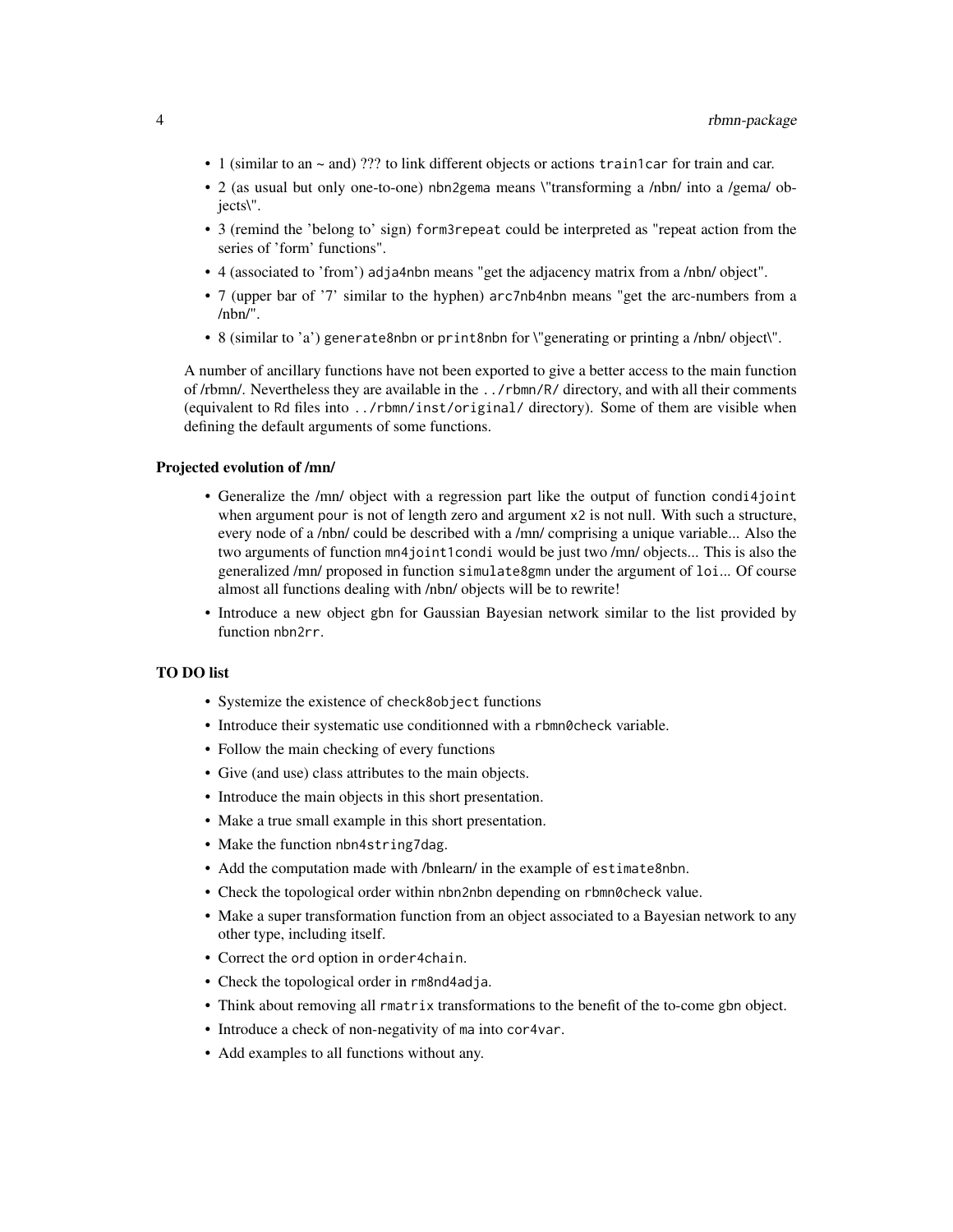- 1 (similar to an ~ and) ??? to link different objects or actions `train1car` for train and car.
- 2 (as usual but only one-to-one) `nbn2gema` means \"transforming a /nbn/ into a /gema/ objects\".
- 3 (remind the 'belong to' sign) `form3repeat` could be interpreted as "repeat action from the series of 'form' functions".
- 4 (associated to 'from') `adja4nbn` means "get the adjacency matrix from a /nbn/ object".
- 7 (upper bar of '7' similar to the hyphen) `arc7nb4nbn` means "get the arc-numbers from a /nbn/".
- 8 (similar to 'a') `generate8nbn` or `print8nbn` for \"generating or printing a /nbn/ object\".

A number of ancillary functions have not been exported to give a better access to the main function of /rbmn/. Nevertheless they are available in the `../rbmn/R/` directory, and with all their comments (equivalent to `Rd` files into `../rbmn/inst/original/` directory). Some of them are visible when defining the default arguments of some functions.

### Projected evolution of /mn/

- Generalize the /mn/ object with a regression part like the output of function `condi4joint` when argument `pour` is not of length zero and argument `x2` is not null. With such a structure, every node of a /nbn/ could be described with a /mn/ comprising a unique variable... Also the two arguments of function `mn4joint1condi` would be just two /mn/ objects... This is also the generalized /mn/ proposed in function `simulate8gmn` under the argument of `loi`... Of course almost all functions dealing with /nbn/ objects will be to rewrite!
- Introduce a new object `gbn` for Gaussian Bayesian network similar to the list provided by function `nbn2rr`.

### TO DO list

- Systemize the existence of `check8object` functions
- Introduce their systematic use conditionned with a `rbmn0check` variable.
- Follow the main checking of every functions
- Give (and use) class attributes to the main objects.
- Introduce the main objects in this short presentation.
- Make a true small example in this short presentation.
- Make the function `nbn4string7dag`.
- Add the computation made with /bnlearn/ in the example of `estimate8nbn`.
- Check the topological order within `nbn2nbn` depending on `rbmn0check` value.
- Make a super transformation function from an object associated to a Bayesian network to any other type, including itself.
- Correct the `ord` option in `order4chain`.
- Check the topological order in `rm8nd4adja`.
- Think about removing all `rmatrix` transformations to the benefit of the to-come `gbn` object.
- Introduce a check of non-negativity of `ma` into `cor4var`.
- Add examples to all functions without any.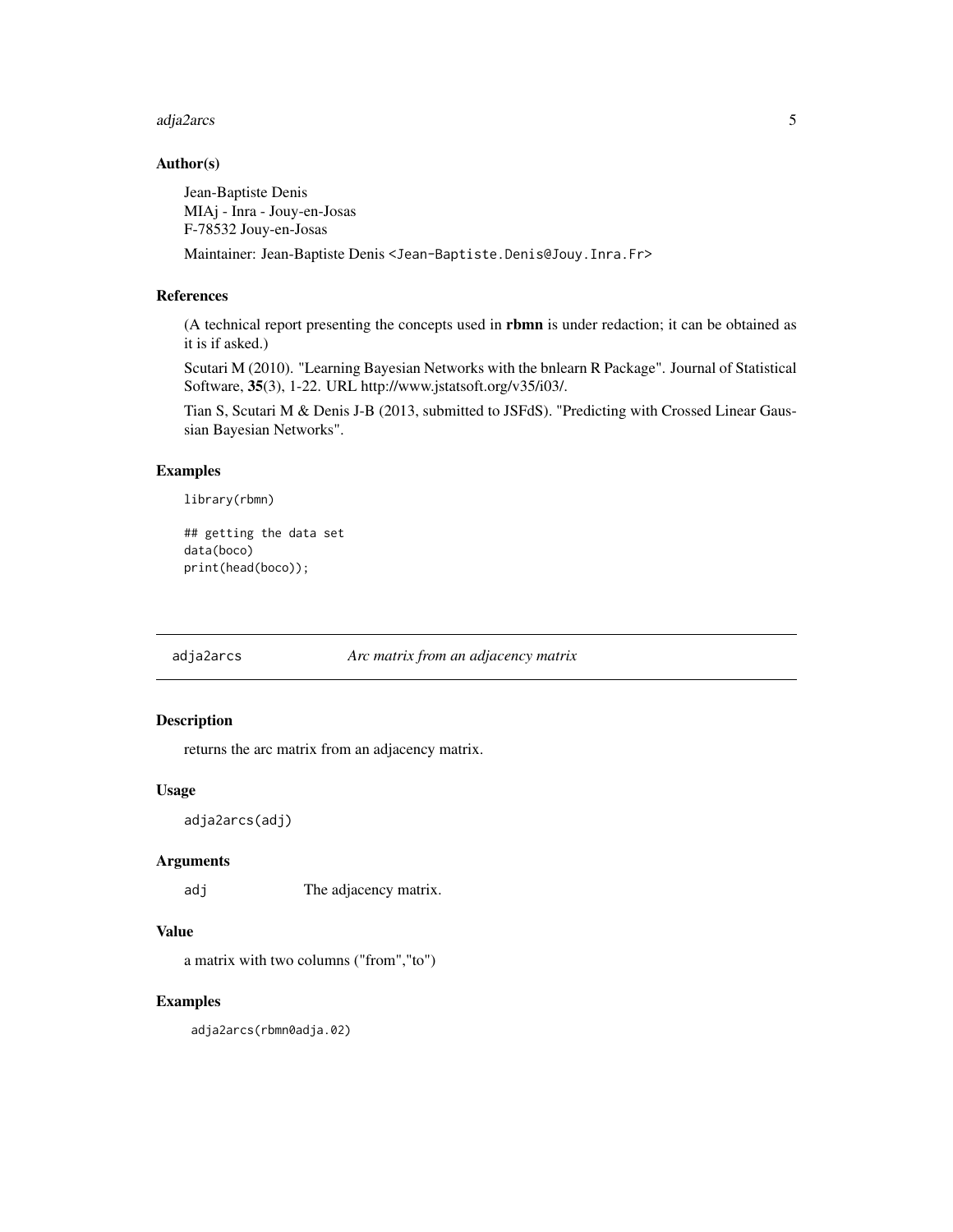### Author(s)

Jean-Baptiste Denis
MIAj - Inra - Jouy-en-Josas
F-78532 Jouy-en-Josas

Maintainer: Jean-Baptiste Denis <Jean-Baptiste.Denis@Jouy.Inra.Fr>

### References

(A technical report presenting the concepts used in **rbmn** is under redaction; it can be obtained as it is if asked.)

Scutari M (2010). "Learning Bayesian Networks with the bnlearn R Package". Journal of Statistical Software, **35**(3), 1-22. URL http://www.jstatsoft.org/v35/i03/.

Tian S, Scutari M & Denis J-B (2013, submitted to JSFdS). "Predicting with Crossed Linear Gaussian Bayesian Networks".

### Examples

```
library(rbmn)

## getting the data set
data(boco)
print(head(boco));
```

---

## adja2arcs    *Arc matrix from an adjacency matrix*

---

### Description

returns the arc matrix from an adjacency matrix.

### Usage

```
adja2arcs(adj)
```

### Arguments

| | |
|---|---|
| adj | The adjacency matrix. |

### Value

a matrix with two columns ("from","to")

### Examples

```
adja2arcs(rbmn0adja.02)
```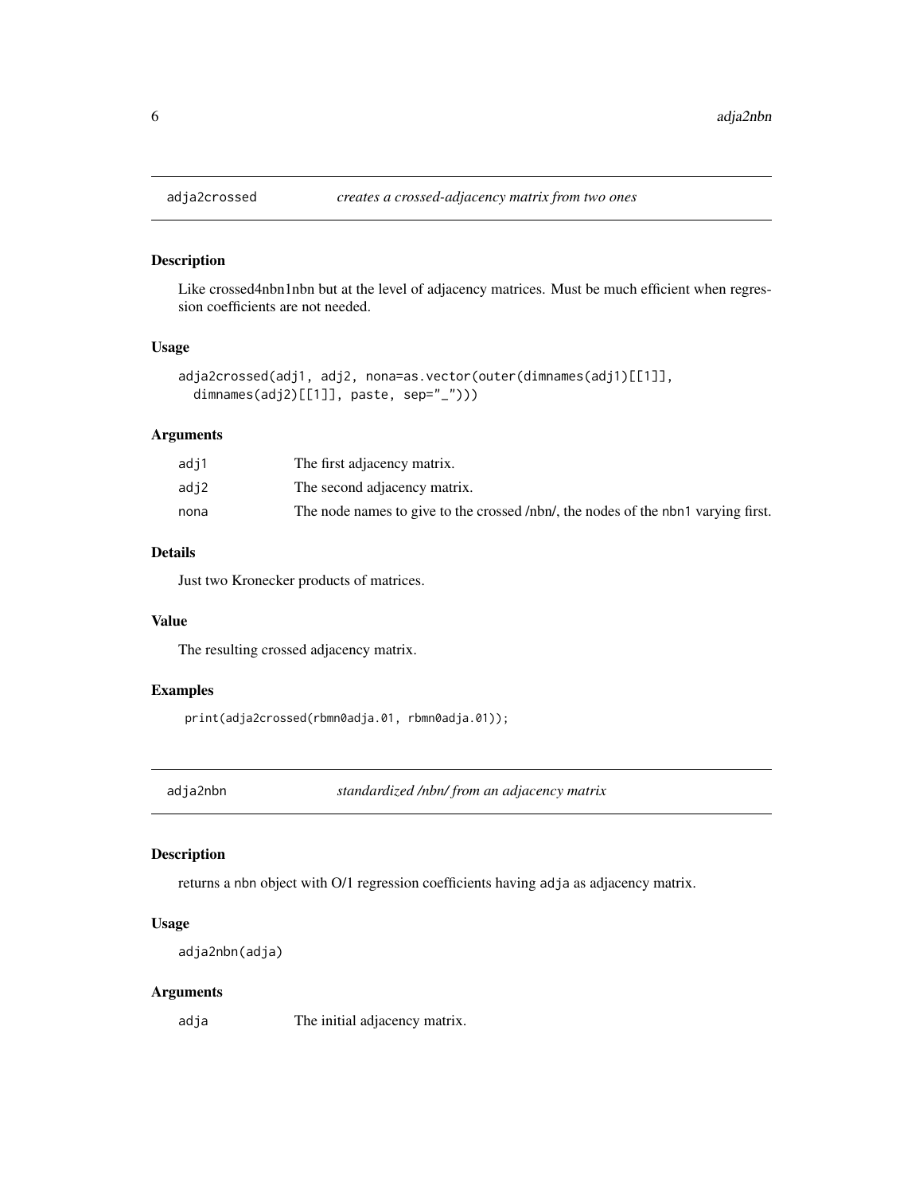## adja2crossed *creates a crossed-adjacency matrix from two ones*

### Description

Like crossed4nbn1nbn but at the level of adjacency matrices. Must be much efficient when regression coefficients are not needed.

### Usage

```
adja2crossed(adj1, adj2, nona=as.vector(outer(dimnames(adj1)[[1]],
  dimnames(adj2)[[1]], paste, sep="_")))
```

### Arguments

| | |
|---|---|
| adj1 | The first adjacency matrix. |
| adj2 | The second adjacency matrix. |
| nona | The node names to give to the crossed /nbn/, the nodes of the nbn1 varying first. |

### Details

Just two Kronecker products of matrices.

### Value

The resulting crossed adjacency matrix.

### Examples

```
print(adja2crossed(rbmn0adja.01, rbmn0adja.01));
```

## adja2nbn *standardized /nbn/ from an adjacency matrix*

### Description

returns a nbn object with O/1 regression coefficients having adja as adjacency matrix.

### Usage

```
adja2nbn(adja)
```

### Arguments

| | |
|---|---|
| adja | The initial adjacency matrix. |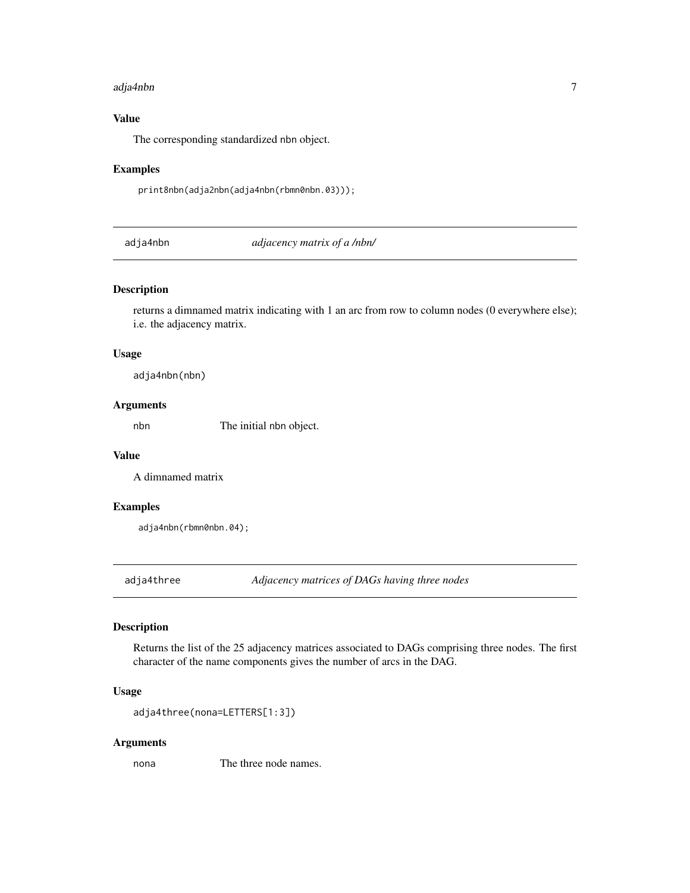### Value

The corresponding standardized nbn object.

### Examples

```
print8nbn(adja2nbn(adja4nbn(rbmn0nbn.03)));
```

---

## adja4nbn &nbsp;&nbsp;&nbsp;&nbsp; *adjacency matrix of a /nbn/*

---

### Description

returns a dimnamed matrix indicating with 1 an arc from row to column nodes (0 everywhere else); i.e. the adjacency matrix.

### Usage

```
adja4nbn(nbn)
```

### Arguments

| | |
|---|---|
| nbn | The initial nbn object. |

### Value

A dimnamed matrix

### Examples

```
adja4nbn(rbmn0nbn.04);
```

---

## adja4three &nbsp;&nbsp;&nbsp;&nbsp; *Adjacency matrices of DAGs having three nodes*

---

### Description

Returns the list of the 25 adjacency matrices associated to DAGs comprising three nodes. The first character of the name components gives the number of arcs in the DAG.

### Usage

```
adja4three(nona=LETTERS[1:3])
```

### Arguments

| | |
|---|---|
| nona | The three node names. |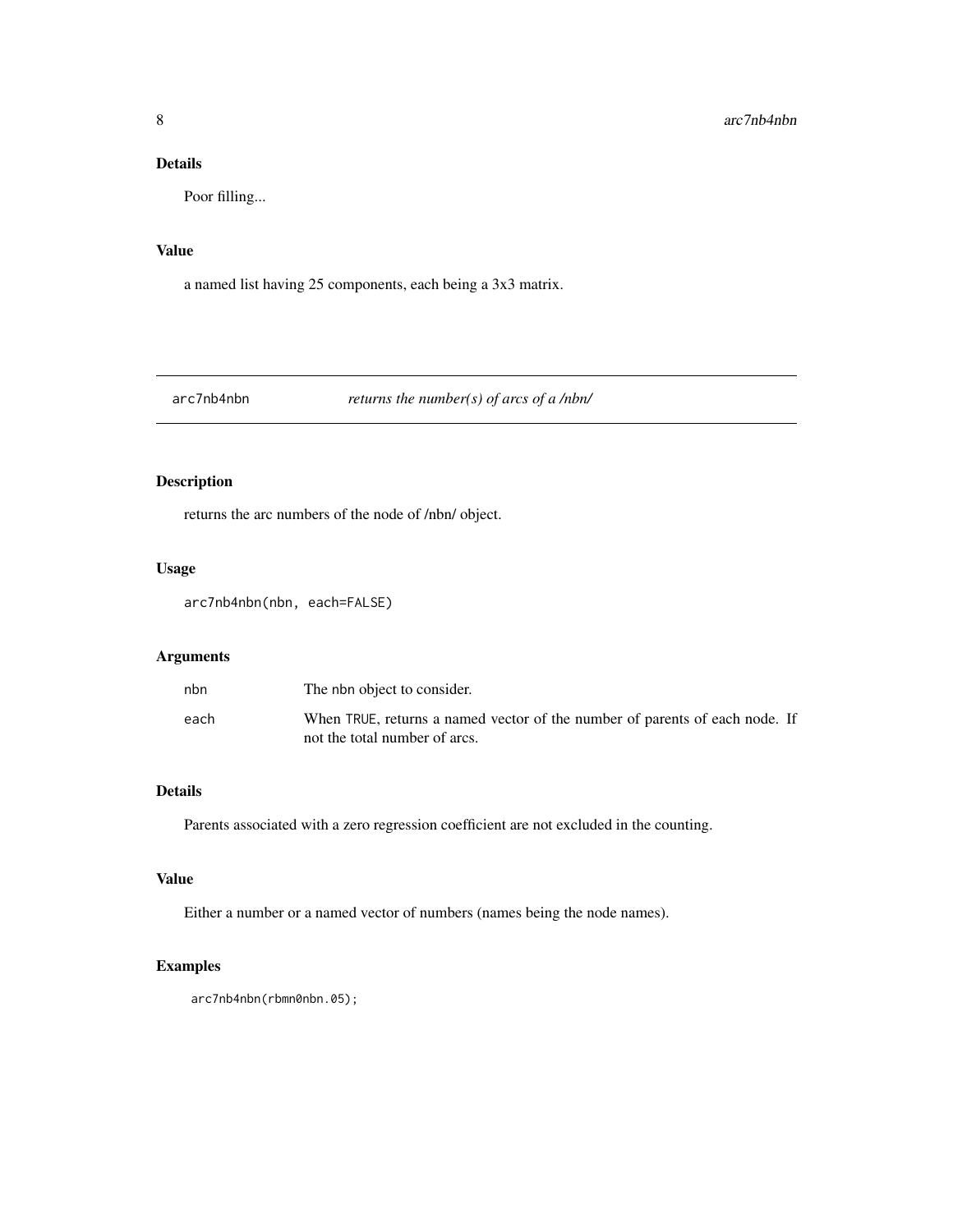### Details

Poor filling...

### Value

a named list having 25 components, each being a 3x3 matrix.

---

## arc7nb4nbn — *returns the number(s) of arcs of a /nbn/*

---

### Description

returns the arc numbers of the node of /nbn/ object.

### Usage

```
arc7nb4nbn(nbn, each=FALSE)
```

### Arguments

| | |
|---|---|
| nbn | The nbn object to consider. |
| each | When TRUE, returns a named vector of the number of parents of each node. If not the total number of arcs. |

### Details

Parents associated with a zero regression coefficient are not excluded in the counting.

### Value

Either a number or a named vector of numbers (names being the node names).

### Examples

```
arc7nb4nbn(rbmn0nbn.05);
```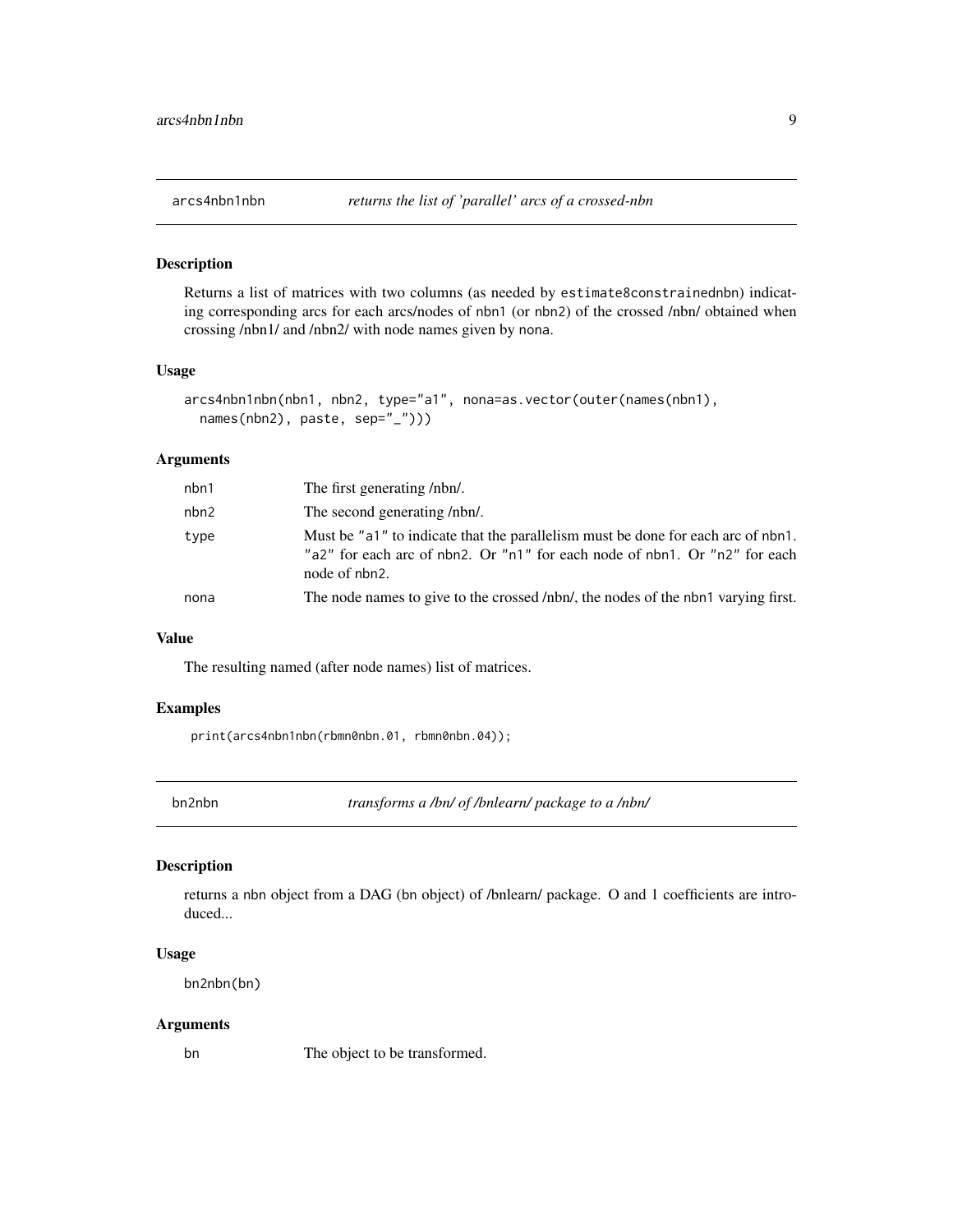## arcs4nbn1nbn *returns the list of 'parallel' arcs of a crossed-nbn*

### Description

Returns a list of matrices with two columns (as needed by `estimate8constrainednbn`) indicating corresponding arcs for each arcs/nodes of `nbn1` (or `nbn2`) of the crossed /nbn/ obtained when crossing /nbn1/ and /nbn2/ with node names given by `nona`.

### Usage

```
arcs4nbn1nbn(nbn1, nbn2, type="a1", nona=as.vector(outer(names(nbn1),
  names(nbn2), paste, sep="_")))
```

### Arguments

| | |
|---|---|
| nbn1 | The first generating /nbn/. |
| nbn2 | The second generating /nbn/. |
| type | Must be "a1" to indicate that the parallelism must be done for each arc of nbn1. "a2" for each arc of nbn2. Or "n1" for each node of nbn1. Or "n2" for each node of nbn2. |
| nona | The node names to give to the crossed /nbn/, the nodes of the nbn1 varying first. |

### Value

The resulting named (after node names) list of matrices.

### Examples

```
print(arcs4nbn1nbn(rbmn0nbn.01, rbmn0nbn.04));
```

## bn2nbn *transforms a /bn/ of /bnlearn/ package to a /nbn/*

### Description

returns a nbn object from a DAG (bn object) of /bnlearn/ package. O and 1 coefficients are introduced...

### Usage

```
bn2nbn(bn)
```

### Arguments

| | |
|---|---|
| bn | The object to be transformed. |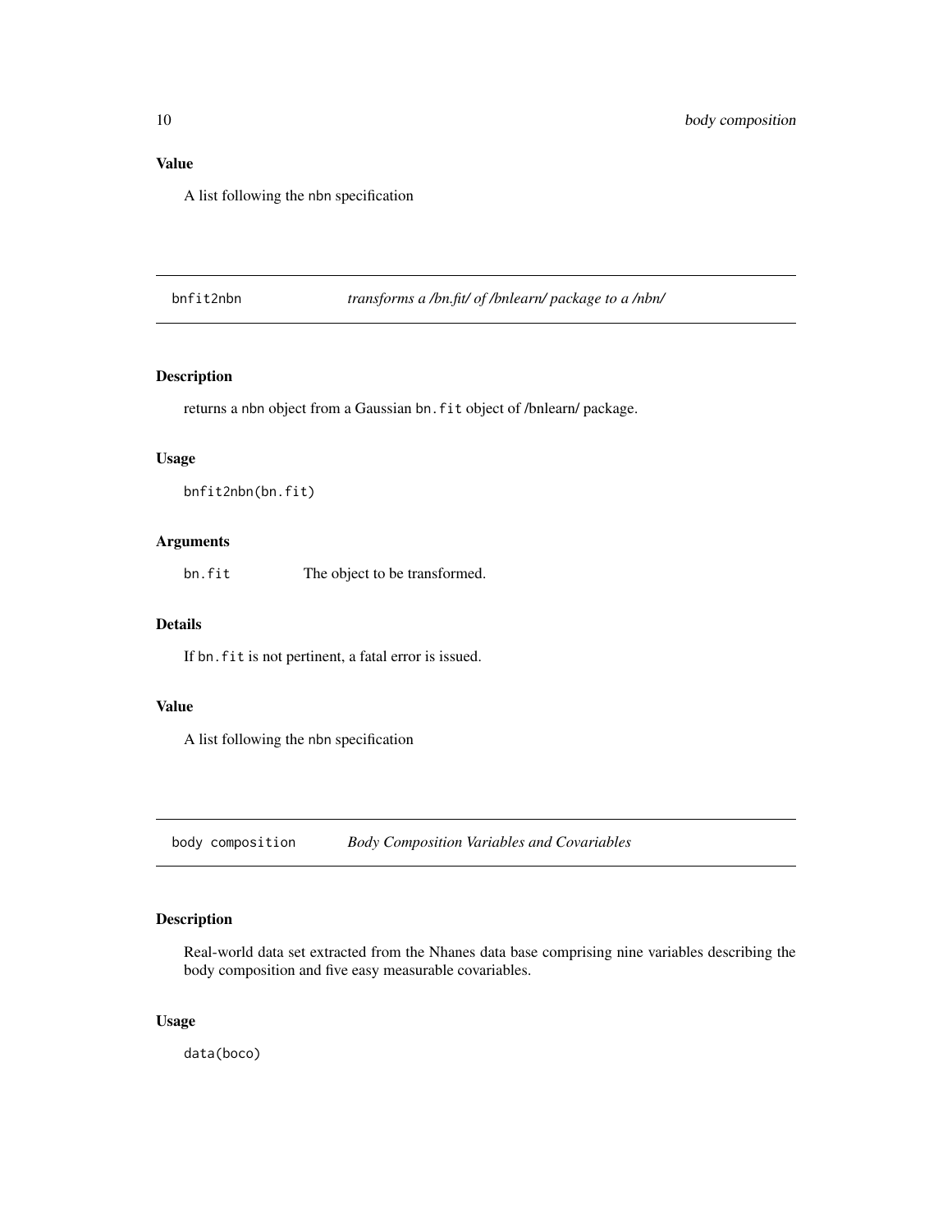### Value

A list following the nbn specification

## bnfit2nbn — *transforms a /bn.fit/ of /bnlearn/ package to a /nbn/*

### Description

returns a nbn object from a Gaussian bn.fit object of /bnlearn/ package.

### Usage

```
bnfit2nbn(bn.fit)
```

### Arguments

bn.fit — The object to be transformed.

### Details

If bn.fit is not pertinent, a fatal error is issued.

### Value

A list following the nbn specification

## body composition — *Body Composition Variables and Covariables*

### Description

Real-world data set extracted from the Nhanes data base comprising nine variables describing the body composition and five easy measurable covariables.

### Usage

```
data(boco)
```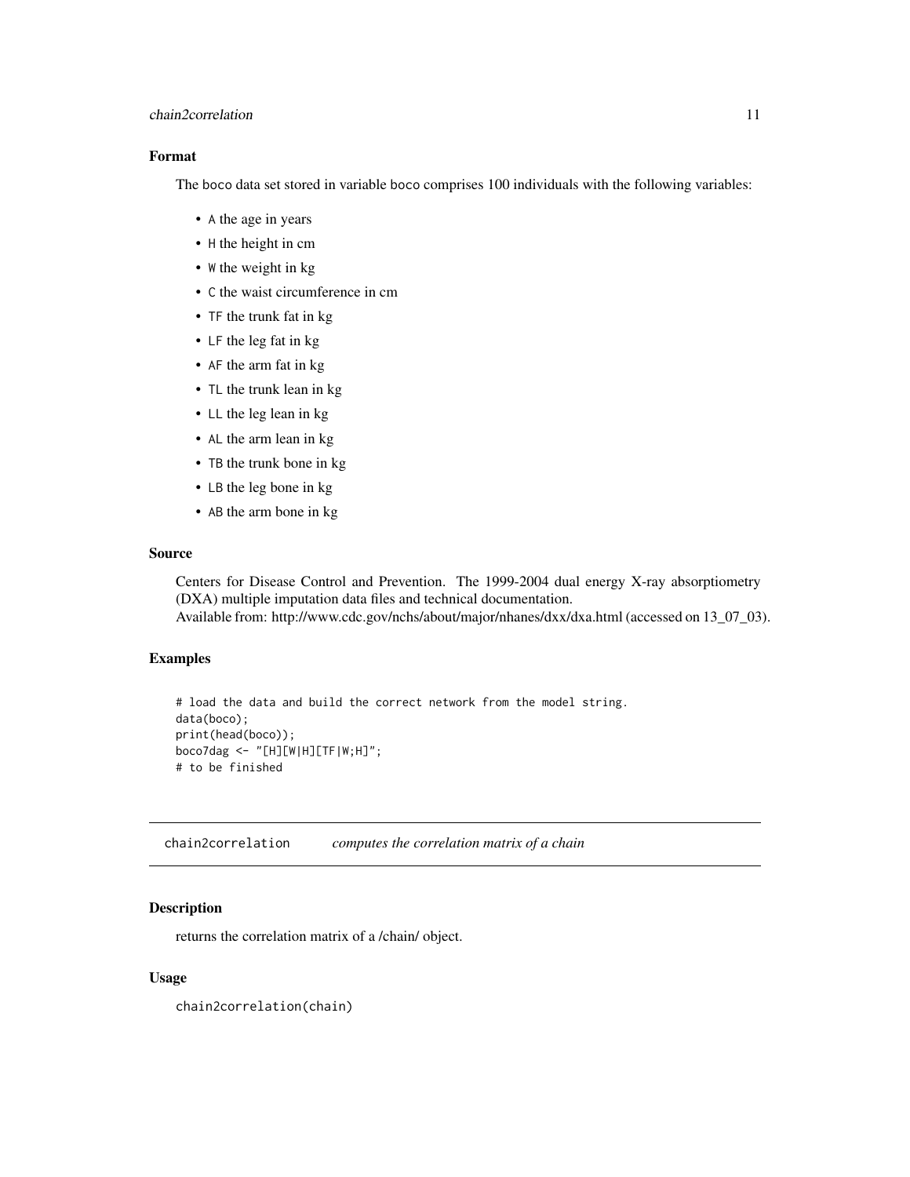### Format

The boco data set stored in variable boco comprises 100 individuals with the following variables:

- A the age in years
- H the height in cm
- W the weight in kg
- C the waist circumference in cm
- TF the trunk fat in kg
- LF the leg fat in kg
- AF the arm fat in kg
- TL the trunk lean in kg
- LL the leg lean in kg
- AL the arm lean in kg
- TB the trunk bone in kg
- LB the leg bone in kg
- AB the arm bone in kg

### Source

Centers for Disease Control and Prevention. The 1999-2004 dual energy X-ray absorptiometry (DXA) multiple imputation data files and technical documentation.
Available from: http://www.cdc.gov/nchs/about/major/nhanes/dxx/dxa.html (accessed on 13_07_03).

### Examples

```
# load the data and build the correct network from the model string.
data(boco);
print(head(boco));
boco7dag <- "[H][W|H][TF|W;H]";
# to be finished
```

---

## chain2correlation *computes the correlation matrix of a chain*

### Description

returns the correlation matrix of a /chain/ object.

### Usage

```
chain2correlation(chain)
```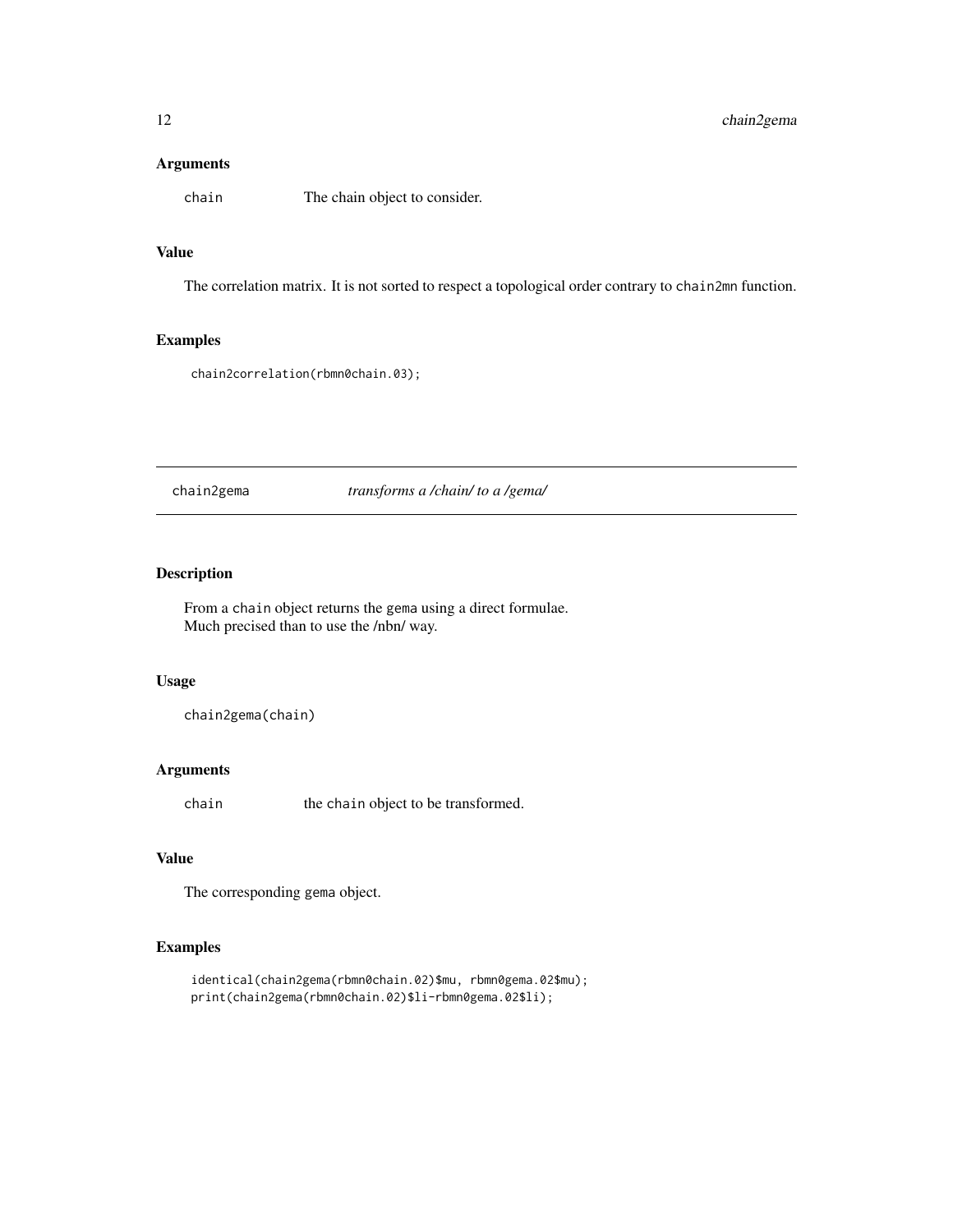## Arguments

chain The chain object to consider.

## Value

The correlation matrix. It is not sorted to respect a topological order contrary to chain2mn function.

## Examples

```
chain2correlation(rbmn0chain.03);
```

---

# chain2gema *transforms a /chain/ to a /gema/*

## Description

From a chain object returns the gema using a direct formulae.
Much precised than to use the /nbn/ way.

## Usage

```
chain2gema(chain)
```

## Arguments

chain the chain object to be transformed.

## Value

The corresponding gema object.

## Examples

```
identical(chain2gema(rbmn0chain.02)$mu, rbmn0gema.02$mu);
print(chain2gema(rbmn0chain.02)$li-rbmn0gema.02$li);
```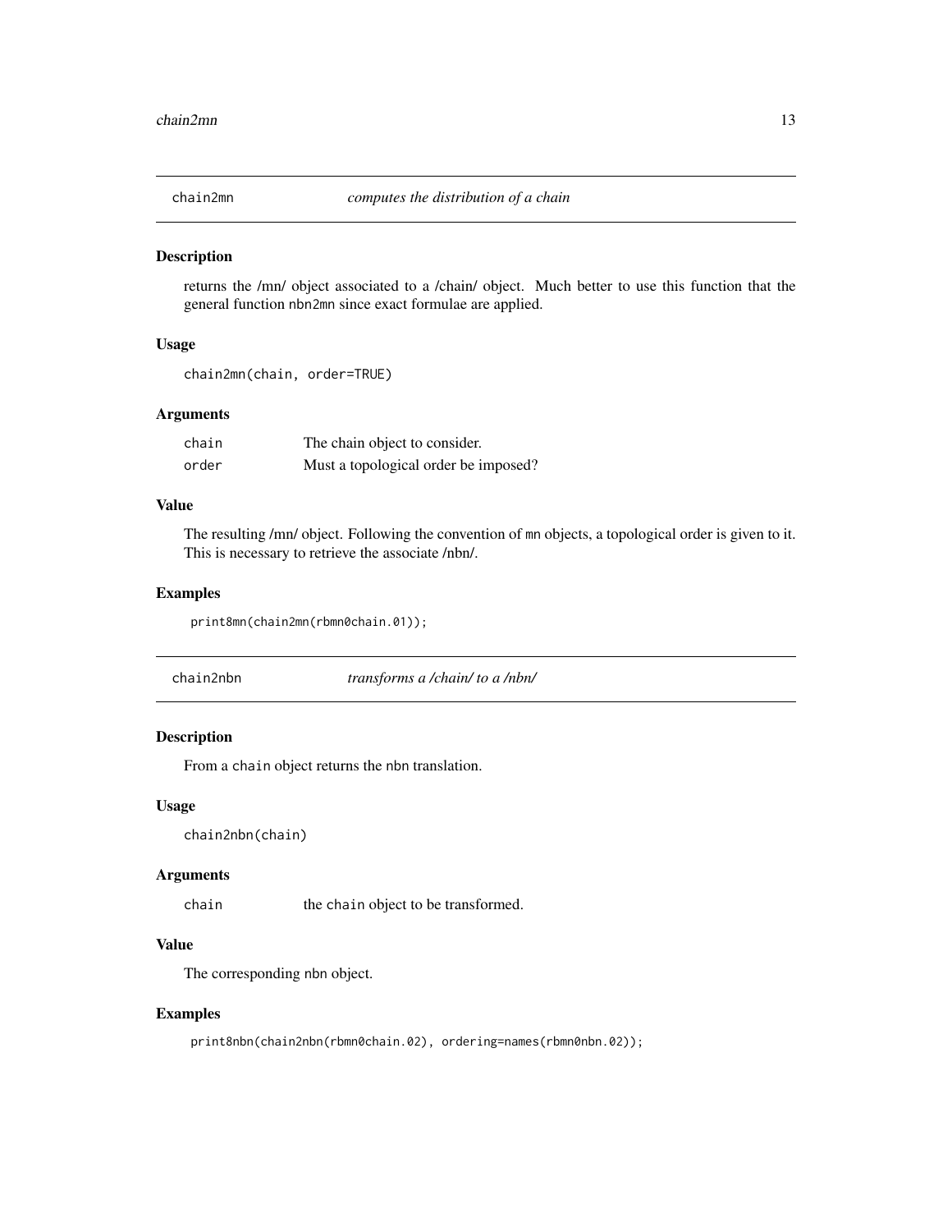## chain2mn — *computes the distribution of a chain*

### Description

returns the /mn/ object associated to a /chain/ object. Much better to use this function that the general function nbn2mn since exact formulae are applied.

### Usage

```
chain2mn(chain, order=TRUE)
```

### Arguments

| | |
|---|---|
| chain | The chain object to consider. |
| order | Must a topological order be imposed? |

### Value

The resulting /mn/ object. Following the convention of mn objects, a topological order is given to it. This is necessary to retrieve the associate /nbn/.

### Examples

```
print8mn(chain2mn(rbmn0chain.01));
```

## chain2nbn — *transforms a /chain/ to a /nbn/*

### Description

From a chain object returns the nbn translation.

### Usage

```
chain2nbn(chain)
```

### Arguments

| | |
|---|---|
| chain | the chain object to be transformed. |

### Value

The corresponding nbn object.

### Examples

```
print8nbn(chain2nbn(rbmn0chain.02), ordering=names(rbmn0nbn.02));
```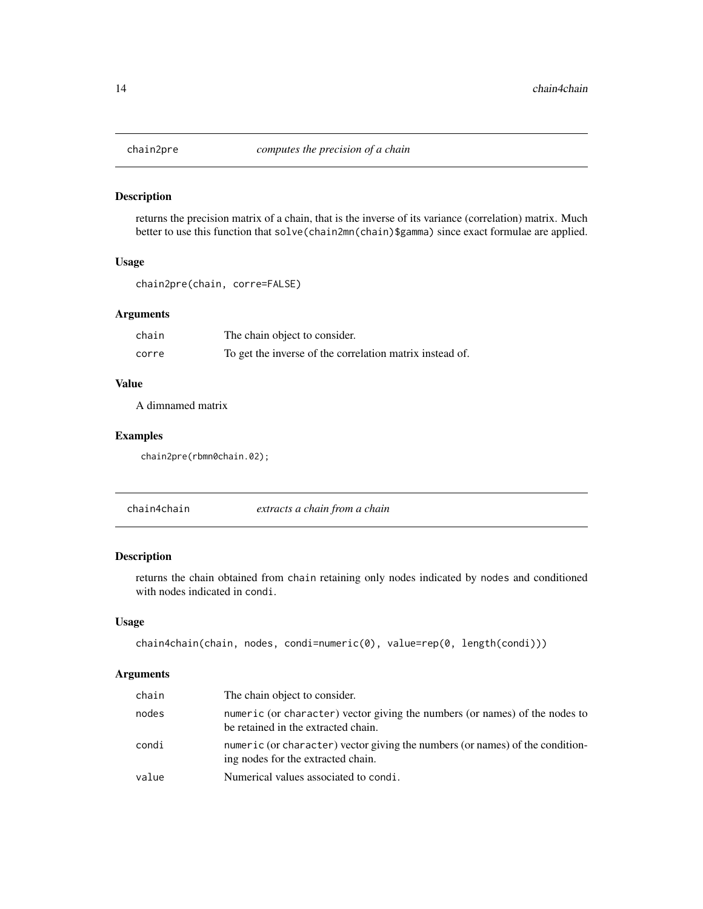## chain2pre — *computes the precision of a chain*

### Description

returns the precision matrix of a chain, that is the inverse of its variance (correlation) matrix. Much better to use this function that `solve(chain2mn(chain)$gamma)` since exact formulae are applied.

### Usage

```
chain2pre(chain, corre=FALSE)
```

### Arguments

| | |
|---|---|
| chain | The chain object to consider. |
| corre | To get the inverse of the correlation matrix instead of. |

### Value

A dimnamed matrix

### Examples

```
chain2pre(rbmn0chain.02);
```

## chain4chain — *extracts a chain from a chain*

### Description

returns the chain obtained from `chain` retaining only nodes indicated by `nodes` and conditioned with nodes indicated in `condi`.

### Usage

```
chain4chain(chain, nodes, condi=numeric(0), value=rep(0, length(condi)))
```

### Arguments

| | |
|---|---|
| chain | The chain object to consider. |
| nodes | `numeric` (or `character`) vector giving the numbers (or names) of the nodes to be retained in the extracted chain. |
| condi | `numeric` (or `character`) vector giving the numbers (or names) of the conditioning nodes for the extracted chain. |
| value | Numerical values associated to `condi`. |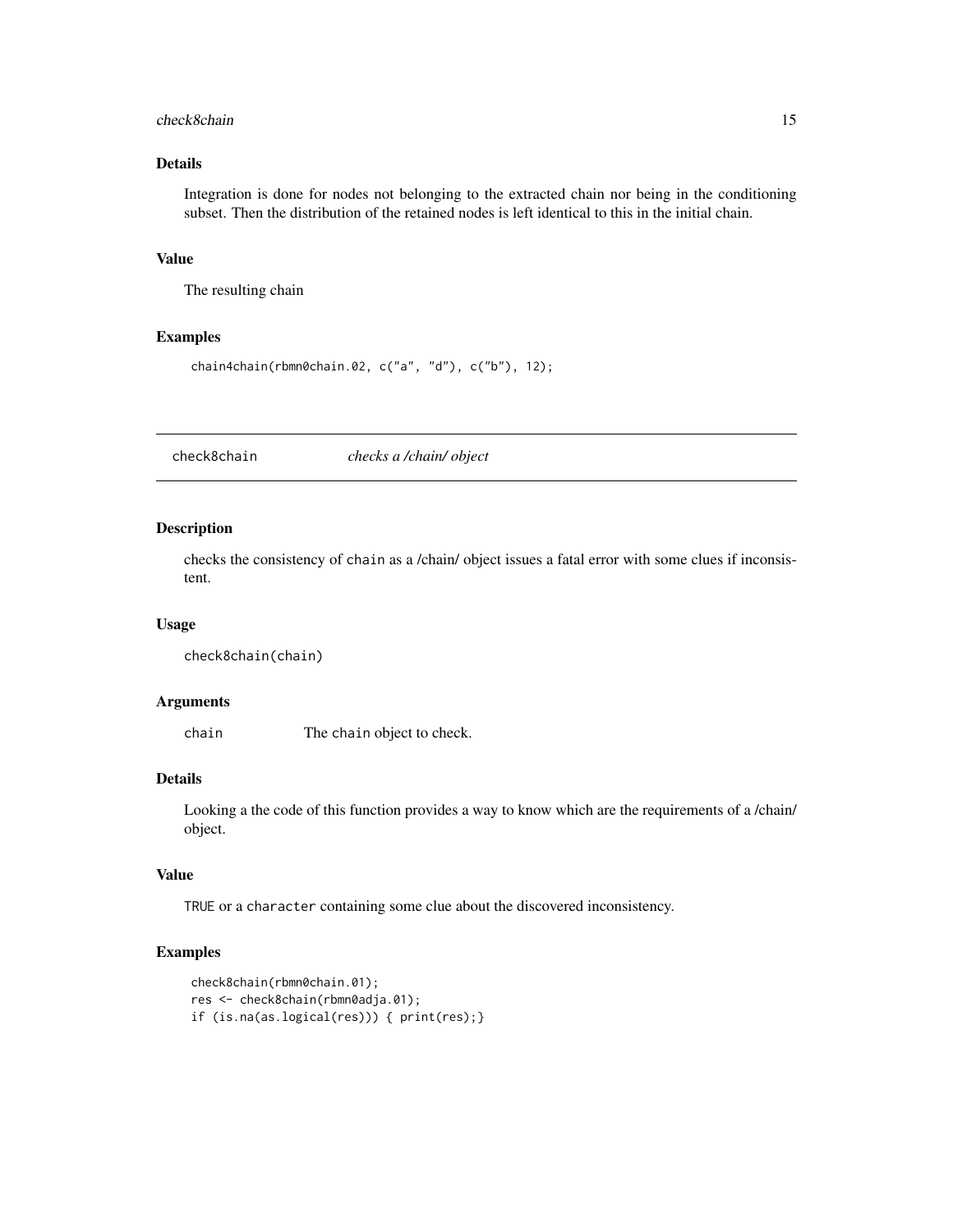### Details

Integration is done for nodes not belonging to the extracted chain nor being in the conditioning subset. Then the distribution of the retained nodes is left identical to this in the initial chain.

### Value

The resulting chain

### Examples

```
chain4chain(rbmn0chain.02, c("a", "d"), c("b"), 12);
```

---

## check8chain *checks a /chain/ object*

### Description

checks the consistency of `chain` as a /chain/ object issues a fatal error with some clues if inconsistent.

### Usage

```
check8chain(chain)
```

### Arguments

| | |
|---|---|
| `chain` | The `chain` object to check. |

### Details

Looking a the code of this function provides a way to know which are the requirements of a /chain/ object.

### Value

TRUE or a `character` containing some clue about the discovered inconsistency.

### Examples

```
check8chain(rbmn0chain.01);
res <- check8chain(rbmn0adja.01);
if (is.na(as.logical(res))) { print(res);}
```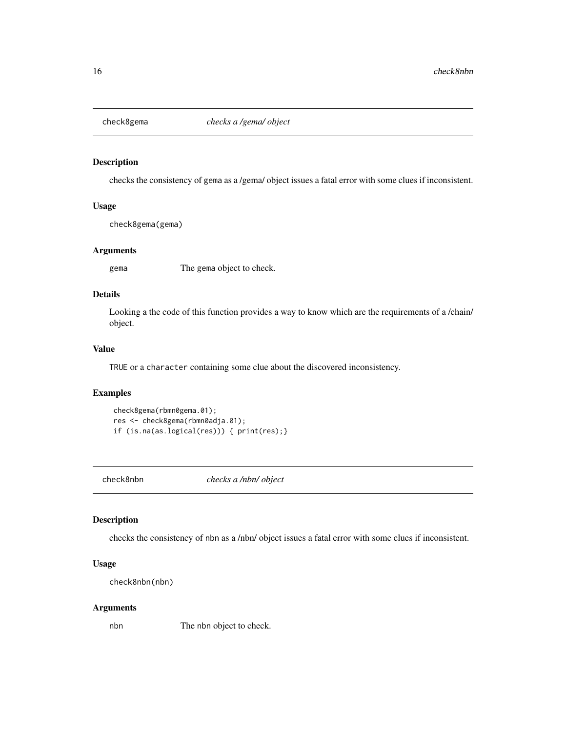## check8gema — *checks a /gema/ object*

### Description

checks the consistency of gema as a /gema/ object issues a fatal error with some clues if inconsistent.

### Usage

```
check8gema(gema)
```

### Arguments

| | |
|---|---|
| gema | The gema object to check. |

### Details

Looking a the code of this function provides a way to know which are the requirements of a /chain/ object.

### Value

TRUE or a character containing some clue about the discovered inconsistency.

### Examples

```
check8gema(rbmn0gema.01);
res <- check8gema(rbmn0adja.01);
if (is.na(as.logical(res))) { print(res);}
```

## check8nbn — *checks a /nbn/ object*

### Description

checks the consistency of nbn as a /nbn/ object issues a fatal error with some clues if inconsistent.

### Usage

```
check8nbn(nbn)
```

### Arguments

| | |
|---|---|
| nbn | The nbn object to check. |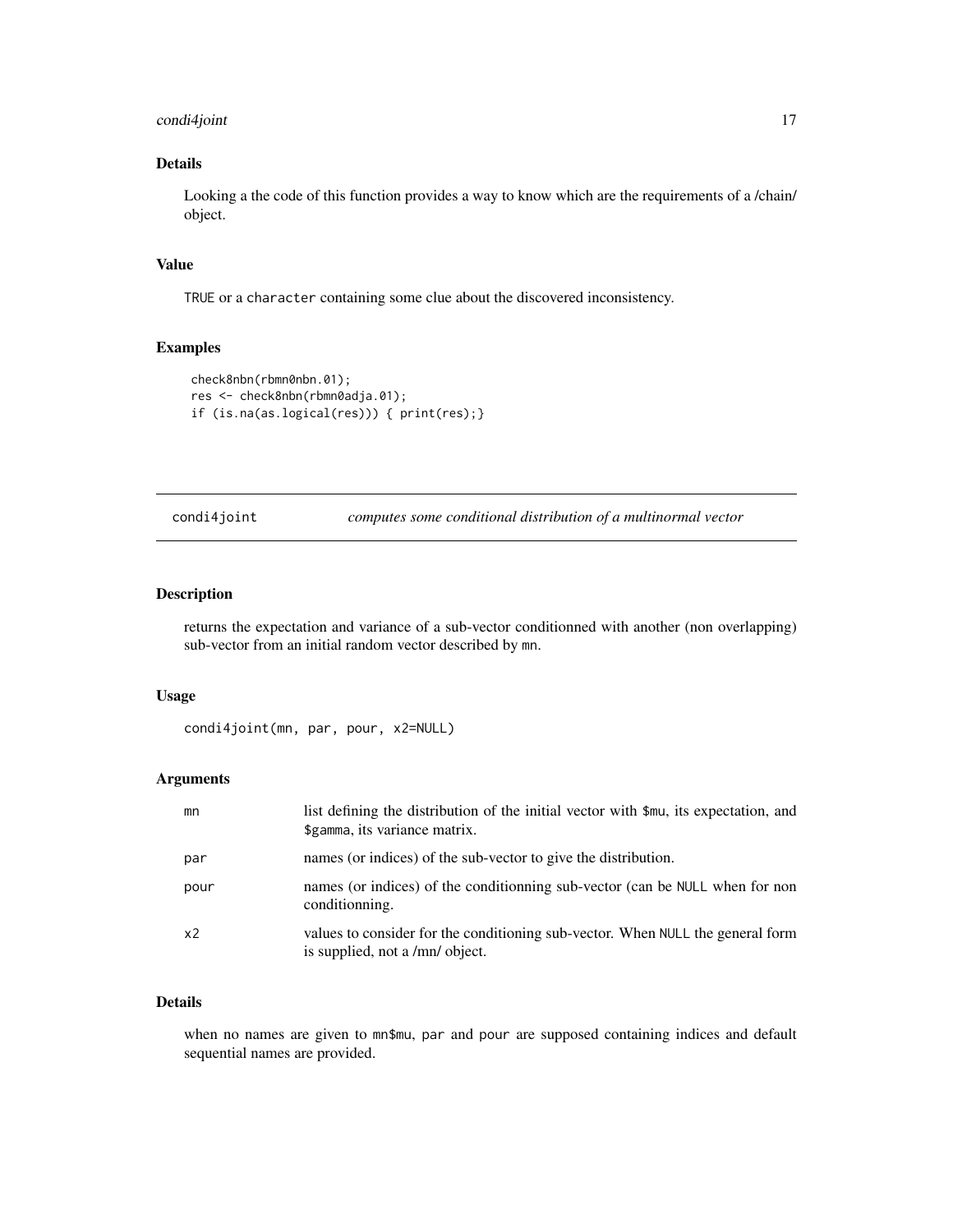### Details

Looking a the code of this function provides a way to know which are the requirements of a /chain/ object.

### Value

TRUE or a character containing some clue about the discovered inconsistency.

### Examples

```
check8nbn(rbmn0nbn.01);
res <- check8nbn(rbmn0adja.01);
if (is.na(as.logical(res))) { print(res);}
```

---

## condi4joint — *computes some conditional distribution of a multinormal vector*

### Description

returns the expectation and variance of a sub-vector conditionned with another (non overlapping) sub-vector from an initial random vector described by mn.

### Usage

```
condi4joint(mn, par, pour, x2=NULL)
```

### Arguments

| | |
|---|---|
| mn | list defining the distribution of the initial vector with $mu, its expectation, and $gamma, its variance matrix. |
| par | names (or indices) of the sub-vector to give the distribution. |
| pour | names (or indices) of the conditionning sub-vector (can be NULL when for non conditionning. |
| x2 | values to consider for the conditioning sub-vector. When NULL the general form is supplied, not a /mn/ object. |

### Details

when no names are given to mn$mu, par and pour are supposed containing indices and default sequential names are provided.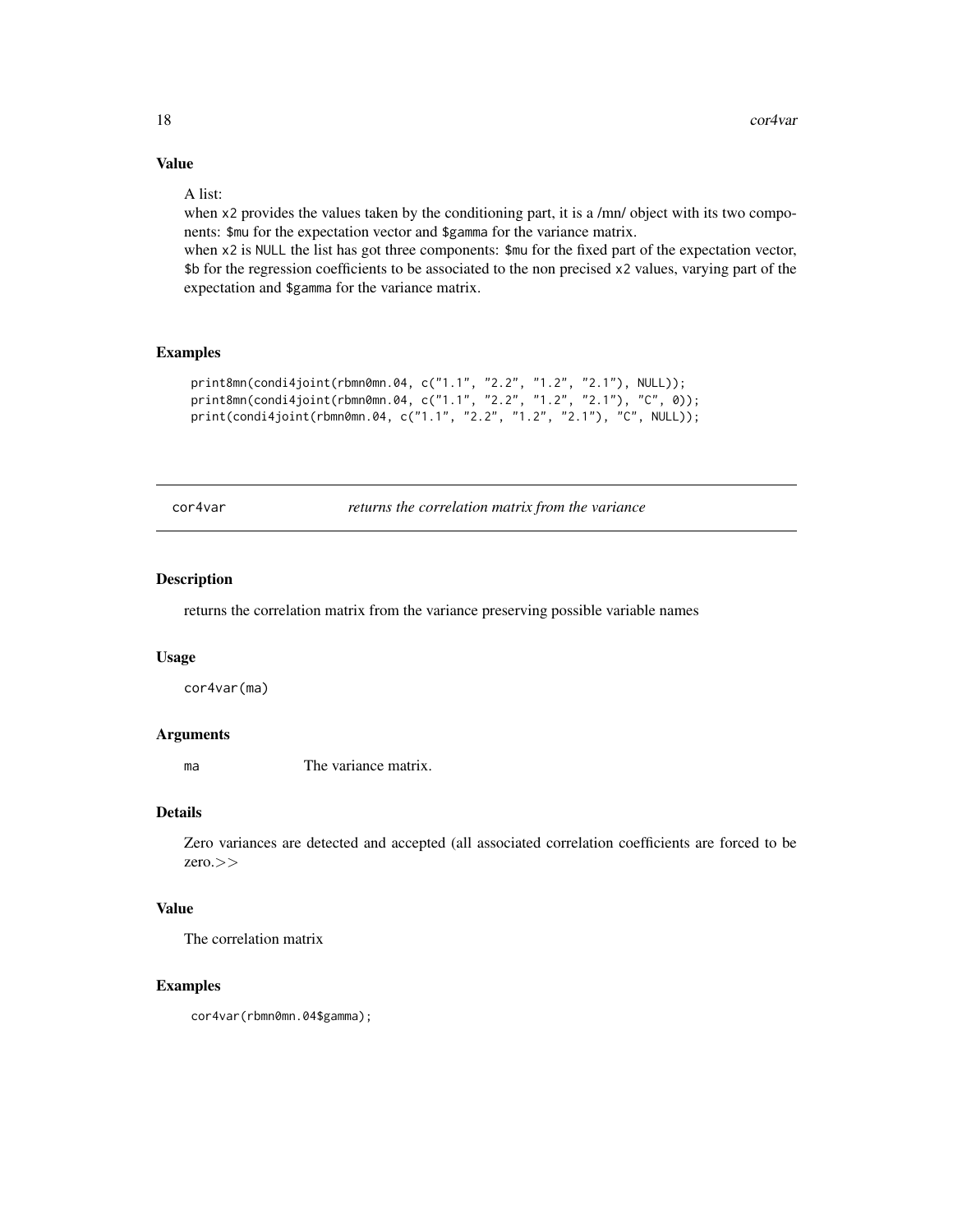### Value

A list:
when `x2` provides the values taken by the conditioning part, it is a /mn/ object with its two components: `$mu` for the expectation vector and `$gamma` for the variance matrix.
when `x2` is `NULL` the list has got three components: `$mu` for the fixed part of the expectation vector, `$b` for the regression coefficients to be associated to the non precised `x2` values, varying part of the expectation and `$gamma` for the variance matrix.

### Examples

```
print8mn(condi4joint(rbmn0mn.04, c("1.1", "2.2", "1.2", "2.1"), NULL));
print8mn(condi4joint(rbmn0mn.04, c("1.1", "2.2", "1.2", "2.1"), "C", 0));
print(condi4joint(rbmn0mn.04, c("1.1", "2.2", "1.2", "2.1"), "C", NULL));
```

---

## cor4var — *returns the correlation matrix from the variance*

### Description

returns the correlation matrix from the variance preserving possible variable names

### Usage

```
cor4var(ma)
```

### Arguments

`ma` The variance matrix.

### Details

Zero variances are detected and accepted (all associated correlation coefficients are forced to be zero.>>

### Value

The correlation matrix

### Examples

```
cor4var(rbmn0mn.04$gamma);
```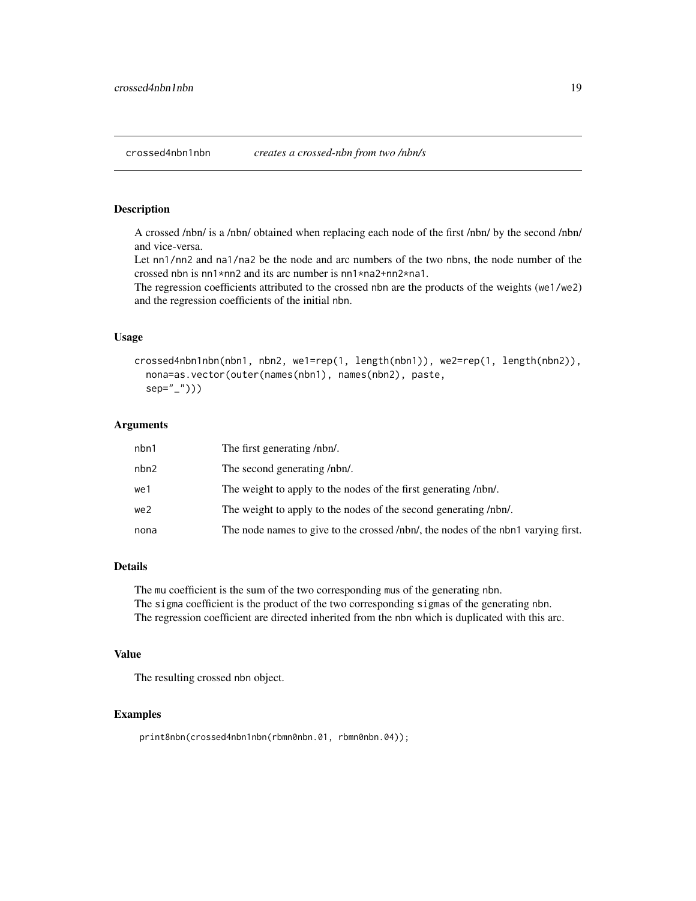## crossed4nbn1nbn — *creates a crossed-nbn from two /nbn/s*

### Description

A crossed /nbn/ is a /nbn/ obtained when replacing each node of the first /nbn/ by the second /nbn/ and vice-versa.
Let `nn1/nn2` and `na1/na2` be the node and arc numbers of the two nbns, the node number of the crossed nbn is `nn1*nn2` and its arc number is `nn1*na2+nn2*na1`.
The regression coefficients attributed to the crossed nbn are the products of the weights (`we1/we2`) and the regression coefficients of the initial nbn.

### Usage

```
crossed4nbn1nbn(nbn1, nbn2, we1=rep(1, length(nbn1)), we2=rep(1, length(nbn2)),
  nona=as.vector(outer(names(nbn1), names(nbn2), paste,
  sep="_")))
```

### Arguments

| | |
|---|---|
| nbn1 | The first generating /nbn/. |
| nbn2 | The second generating /nbn/. |
| we1 | The weight to apply to the nodes of the first generating /nbn/. |
| we2 | The weight to apply to the nodes of the second generating /nbn/. |
| nona | The node names to give to the crossed /nbn/, the nodes of the nbn1 varying first. |

### Details

The `mu` coefficient is the sum of the two corresponding `mus` of the generating nbn.
The `sigma` coefficient is the product of the two corresponding `sigmas` of the generating nbn.
The regression coefficient are directed inherited from the nbn which is duplicated with this arc.

### Value

The resulting crossed nbn object.

### Examples

```
print8nbn(crossed4nbn1nbn(rbmn0nbn.01, rbmn0nbn.04));
```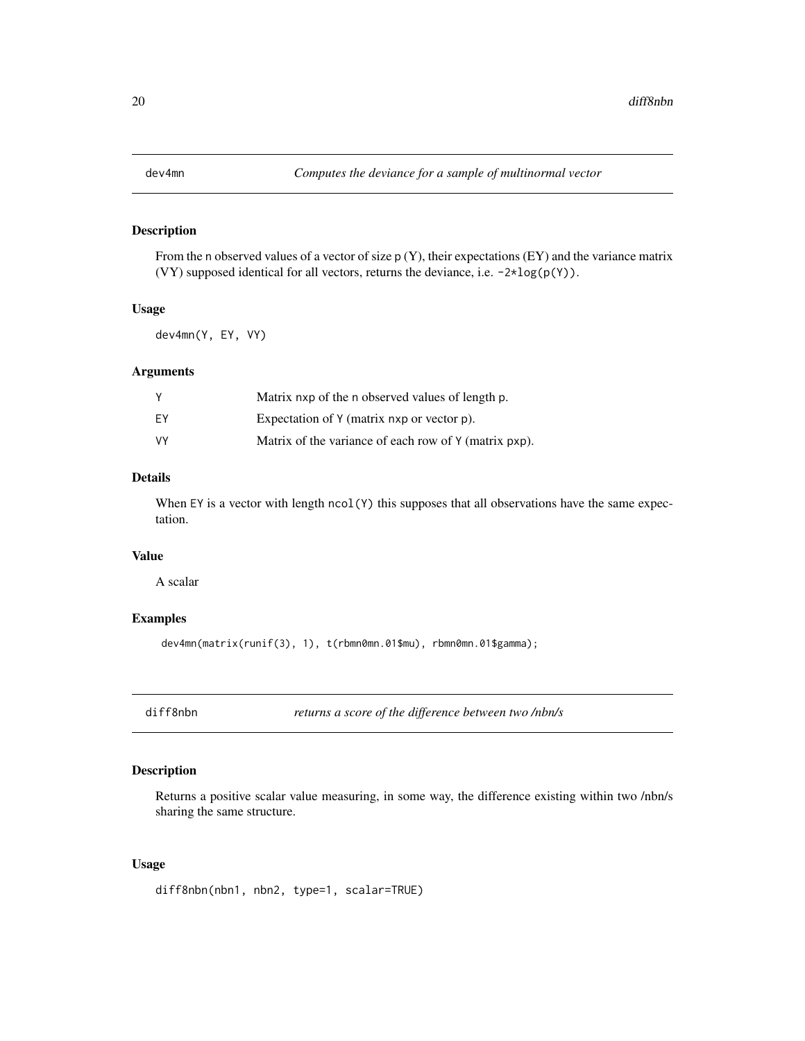## dev4mn — *Computes the deviance for a sample of multinormal vector*

### Description

From the n observed values of a vector of size p (Y), their expectations (EY) and the variance matrix (VY) supposed identical for all vectors, returns the deviance, i.e. `-2*log(p(Y))`.

### Usage

```
dev4mn(Y, EY, VY)
```

### Arguments

| | |
|---|---|
| Y | Matrix nxp of the n observed values of length p. |
| EY | Expectation of Y (matrix nxp or vector p). |
| VY | Matrix of the variance of each row of Y (matrix pxp). |

### Details

When EY is a vector with length `ncol(Y)` this supposes that all observations have the same expectation.

### Value

A scalar

### Examples

```
dev4mn(matrix(runif(3), 1), t(rbmn0mn.01$mu), rbmn0mn.01$gamma);
```

## diff8nbn — *returns a score of the difference between two /nbn/s*

### Description

Returns a positive scalar value measuring, in some way, the difference existing within two /nbn/s sharing the same structure.

### Usage

```
diff8nbn(nbn1, nbn2, type=1, scalar=TRUE)
```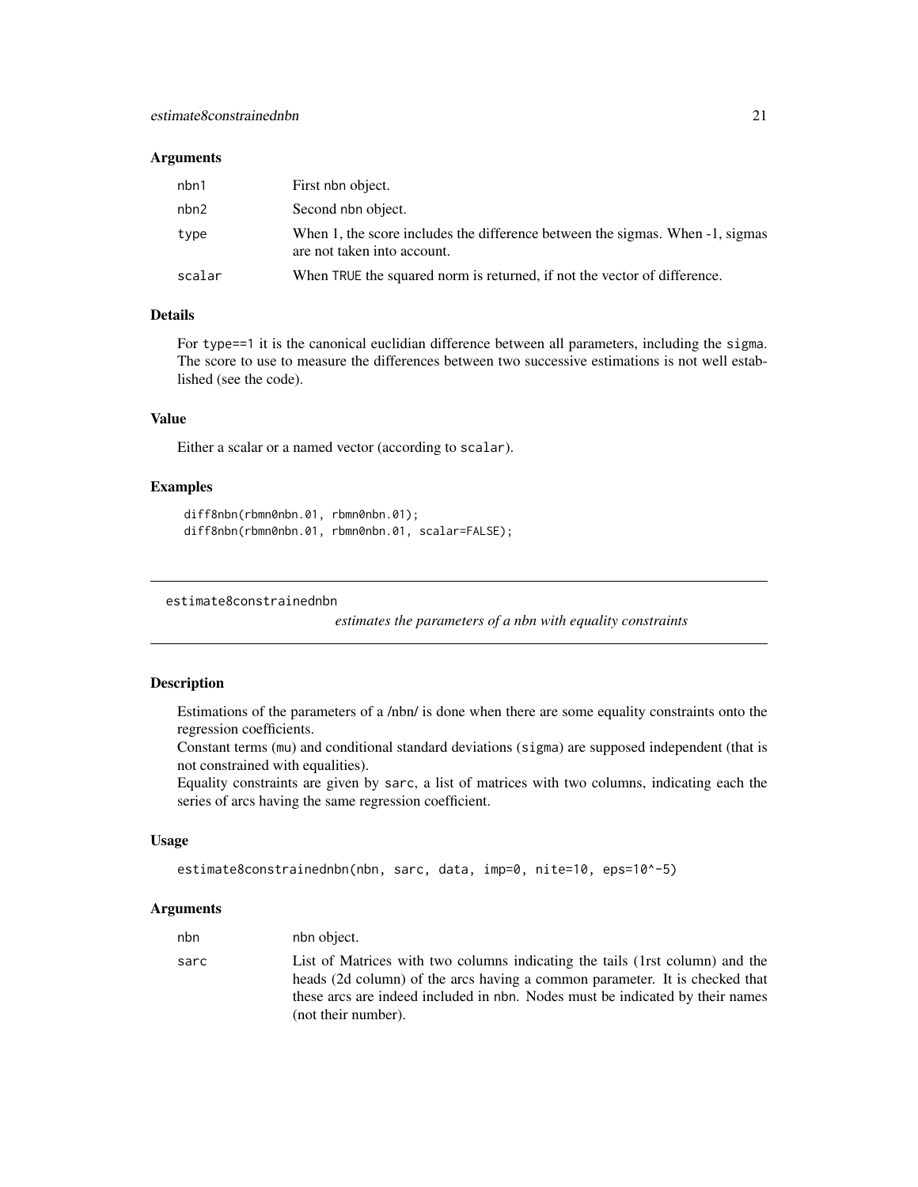### Arguments

| | |
|---|---|
| nbn1 | First nbn object. |
| nbn2 | Second nbn object. |
| type | When 1, the score includes the difference between the sigmas. When -1, sigmas are not taken into account. |
| scalar | When TRUE the squared norm is returned, if not the vector of difference. |

### Details

For type==1 it is the canonical euclidian difference between all parameters, including the sigma. The score to use to measure the differences between two successive estimations is not well established (see the code).

### Value

Either a scalar or a named vector (according to scalar).

### Examples

```
diff8nbn(rbmn0nbn.01, rbmn0nbn.01);
diff8nbn(rbmn0nbn.01, rbmn0nbn.01, scalar=FALSE);
```

---

## estimate8constrainednbn

*estimates the parameters of a nbn with equality constraints*

---

### Description

Estimations of the parameters of a /nbn/ is done when there are some equality constraints onto the regression coefficients.
Constant terms (mu) and conditional standard deviations (sigma) are supposed independent (that is not constrained with equalities).
Equality constraints are given by sarc, a list of matrices with two columns, indicating each the series of arcs having the same regression coefficient.

### Usage

```
estimate8constrainednbn(nbn, sarc, data, imp=0, nite=10, eps=10^-5)
```

### Arguments

| | |
|---|---|
| nbn | nbn object. |
| sarc | List of Matrices with two columns indicating the tails (1rst column) and the heads (2d column) of the arcs having a common parameter. It is checked that these arcs are indeed included in nbn. Nodes must be indicated by their names (not their number). |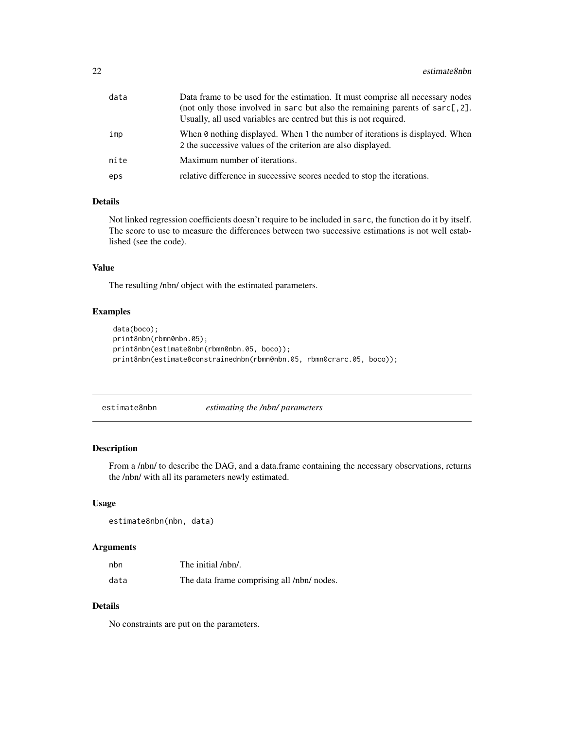| | |
|---|---|
| data | Data frame to be used for the estimation. It must comprise all necessary nodes (not only those involved in sarc but also the remaining parents of sarc[,2]. Usually, all used variables are centred but this is not required. |
| imp | When 0 nothing displayed. When 1 the number of iterations is displayed. When 2 the successive values of the criterion are also displayed. |
| nite | Maximum number of iterations. |
| eps | relative difference in successive scores needed to stop the iterations. |

### Details

Not linked regression coefficients doesn't require to be included in sarc, the function do it by itself. The score to use to measure the differences between two successive estimations is not well established (see the code).

### Value

The resulting /nbn/ object with the estimated parameters.

### Examples

```
data(boco);
print8nbn(rbmn0nbn.05);
print8nbn(estimate8nbn(rbmn0nbn.05, boco));
print8nbn(estimate8constrainednbn(rbmn0nbn.05, rbmn0crarc.05, boco));
```

---

## estimate8nbn *estimating the /nbn/ parameters*

---

### Description

From a /nbn/ to describe the DAG, and a data.frame containing the necessary observations, returns the /nbn/ with all its parameters newly estimated.

### Usage

```
estimate8nbn(nbn, data)
```

### Arguments

| | |
|---|---|
| nbn | The initial /nbn/. |
| data | The data frame comprising all /nbn/ nodes. |

### Details

No constraints are put on the parameters.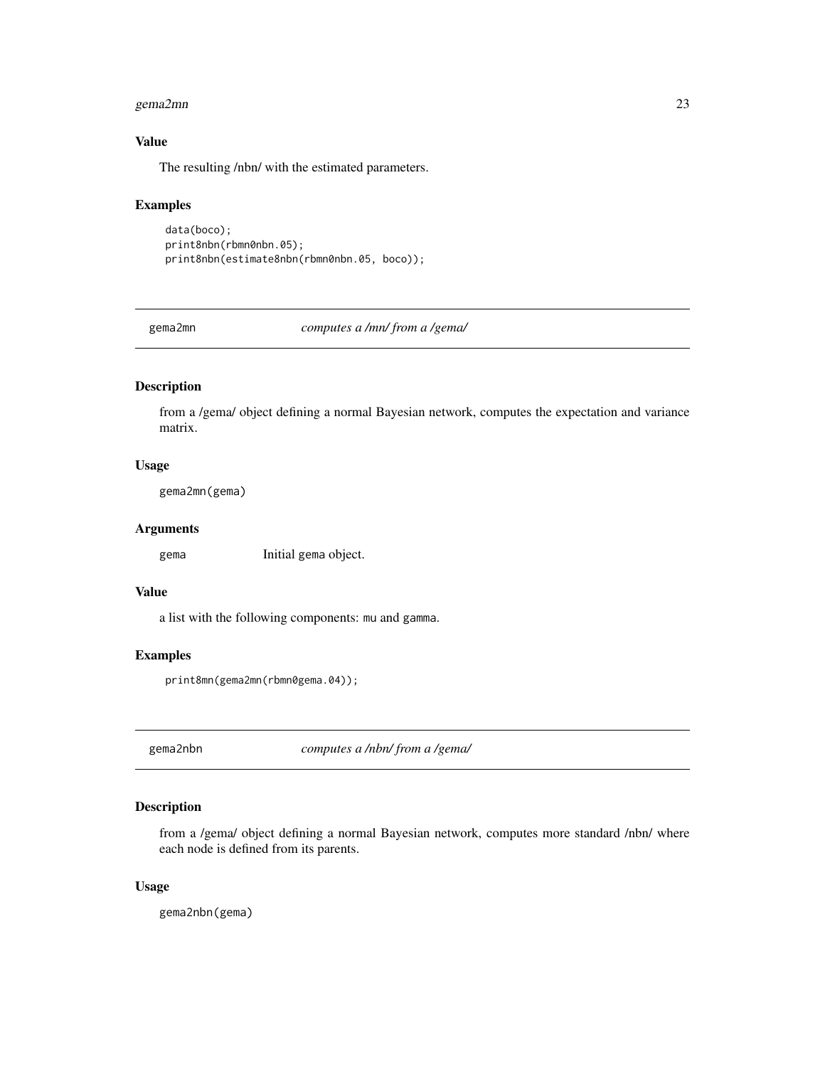### Value

The resulting /nbn/ with the estimated parameters.

### Examples

```
data(boco);
print8nbn(rbmn0nbn.05);
print8nbn(estimate8nbn(rbmn0nbn.05, boco));
```

---

## gema2mn — *computes a /mn/ from a /gema/*

### Description

from a /gema/ object defining a normal Bayesian network, computes the expectation and variance matrix.

### Usage

```
gema2mn(gema)
```

### Arguments

| | |
|---|---|
| gema | Initial gema object. |

### Value

a list with the following components: mu and gamma.

### Examples

```
print8mn(gema2mn(rbmn0gema.04));
```

---

## gema2nbn — *computes a /nbn/ from a /gema/*

### Description

from a /gema/ object defining a normal Bayesian network, computes more standard /nbn/ where each node is defined from its parents.

### Usage

```
gema2nbn(gema)
```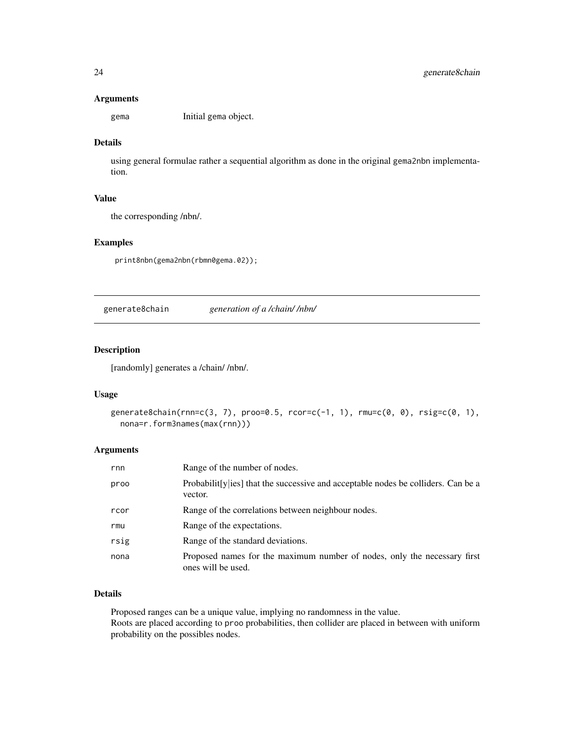### Arguments

| | |
|---|---|
| gema | Initial gema object. |

### Details

using general formulae rather a sequential algorithm as done in the original gema2nbn implementation.

### Value

the corresponding /nbn/.

### Examples

```
print8nbn(gema2nbn(rbmn0gema.02));
```

---

## generate8chain *generation of a /chain/ /nbn/*

---

### Description

[randomly] generates a /chain/ /nbn/.

### Usage

```
generate8chain(rnn=c(3, 7), proo=0.5, rcor=c(-1, 1), rmu=c(0, 0), rsig=c(0, 1),
  nona=r.form3names(max(rnn)))
```

### Arguments

| | |
|---|---|
| rnn | Range of the number of nodes. |
| proo | Probabilit[y\|ies] that the successive and acceptable nodes be colliders. Can be a vector. |
| rcor | Range of the correlations between neighbour nodes. |
| rmu | Range of the expectations. |
| rsig | Range of the standard deviations. |
| nona | Proposed names for the maximum number of nodes, only the necessary first ones will be used. |

### Details

Proposed ranges can be a unique value, implying no randomness in the value.
Roots are placed according to proo probabilities, then collider are placed in between with uniform probability on the possibles nodes.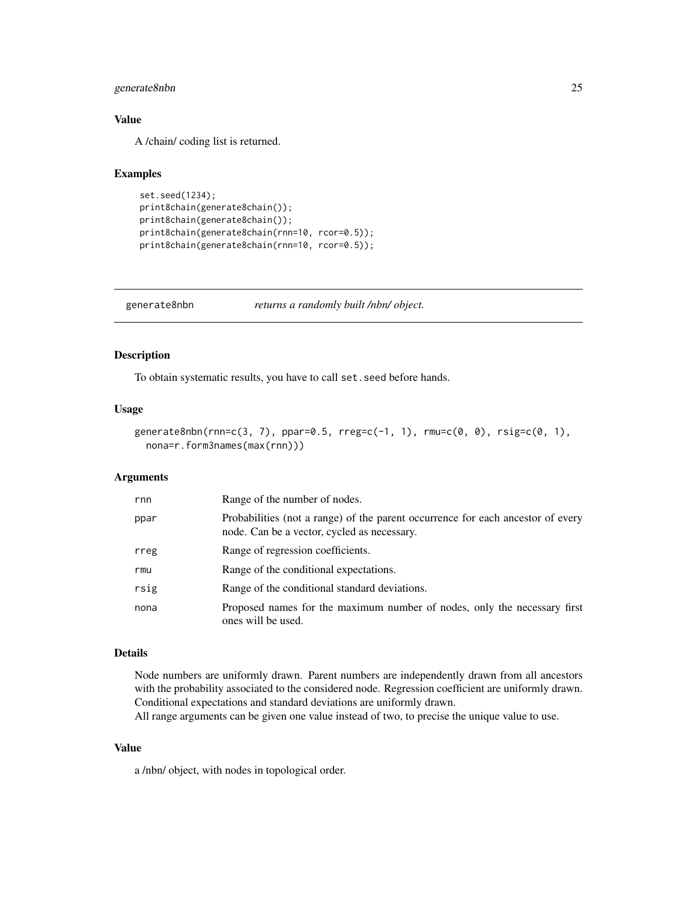### Value

A /chain/ coding list is returned.

### Examples

```
set.seed(1234);
print8chain(generate8chain());
print8chain(generate8chain());
print8chain(generate8chain(rnn=10, rcor=0.5));
print8chain(generate8chain(rnn=10, rcor=0.5));
```

---

## generate8nbn &nbsp;&nbsp;&nbsp; *returns a randomly built /nbn/ object.*

---

### Description

To obtain systematic results, you have to call `set.seed` before hands.

### Usage

```
generate8nbn(rnn=c(3, 7), ppar=0.5, rreg=c(-1, 1), rmu=c(0, 0), rsig=c(0, 1),
  nona=r.form3names(max(rnn)))
```

### Arguments

| | |
|---|---|
| `rnn` | Range of the number of nodes. |
| `ppar` | Probabilities (not a range) of the parent occurrence for each ancestor of every node. Can be a vector, cycled as necessary. |
| `rreg` | Range of regression coefficients. |
| `rmu` | Range of the conditional expectations. |
| `rsig` | Range of the conditional standard deviations. |
| `nona` | Proposed names for the maximum number of nodes, only the necessary first ones will be used. |

### Details

Node numbers are uniformly drawn. Parent numbers are independently drawn from all ancestors with the probability associated to the considered node. Regression coefficient are uniformly drawn. Conditional expectations and standard deviations are uniformly drawn.
All range arguments can be given one value instead of two, to precise the unique value to use.

### Value

a /nbn/ object, with nodes in topological order.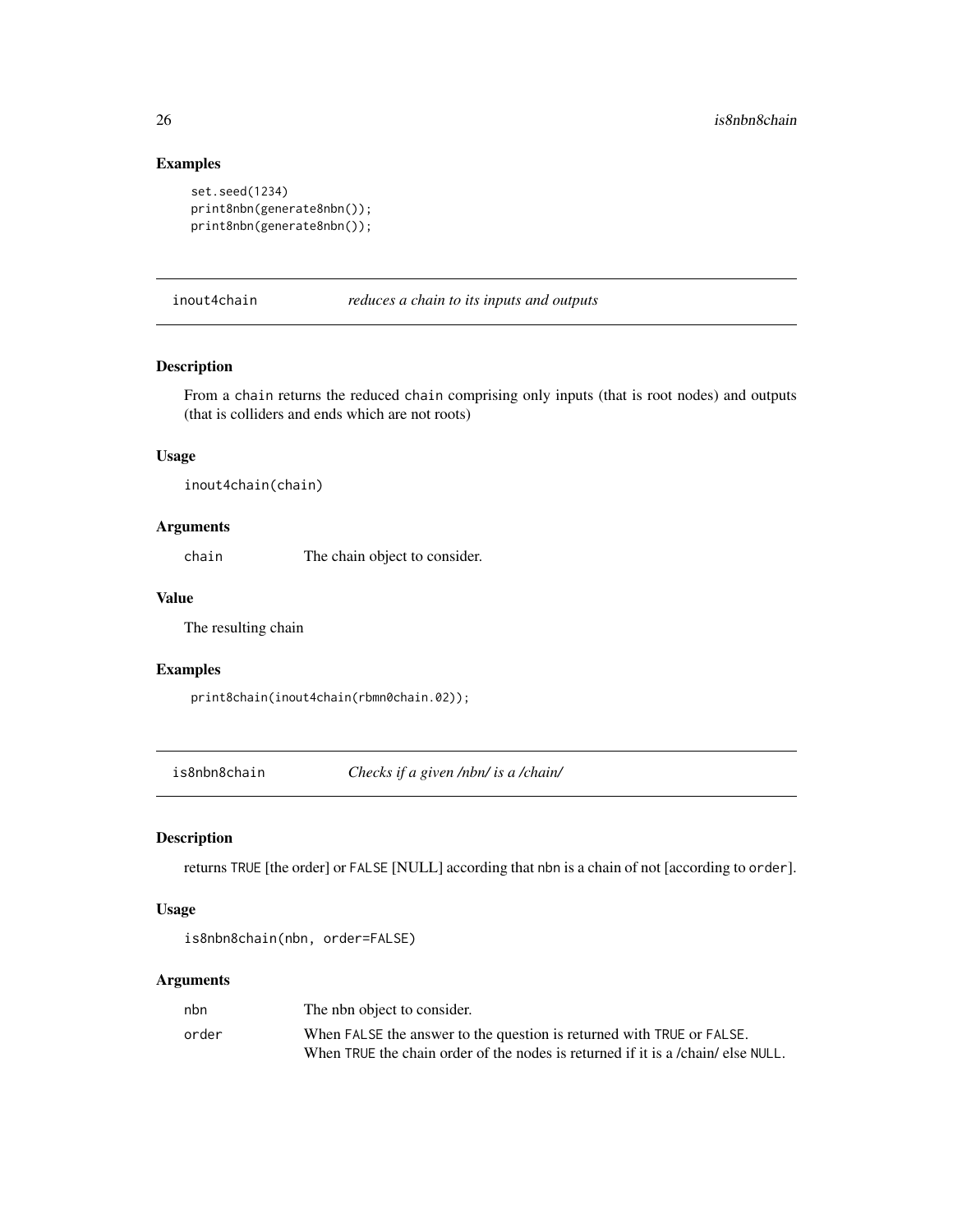## Examples

```
set.seed(1234)
print8nbn(generate8nbn());
print8nbn(generate8nbn());
```

---

## inout4chain — *reduces a chain to its inputs and outputs*

### Description

From a chain returns the reduced chain comprising only inputs (that is root nodes) and outputs (that is colliders and ends which are not roots)

### Usage

```
inout4chain(chain)
```

### Arguments

| | |
|---|---|
| chain | The chain object to consider. |

### Value

The resulting chain

### Examples

```
print8chain(inout4chain(rbmn0chain.02));
```

---

## is8nbn8chain — *Checks if a given /nbn/ is a /chain/*

### Description

returns TRUE [the order] or FALSE [NULL] according that nbn is a chain of not [according to order].

### Usage

```
is8nbn8chain(nbn, order=FALSE)
```

### Arguments

| | |
|---|---|
| nbn | The nbn object to consider. |
| order | When FALSE the answer to the question is returned with TRUE or FALSE. When TRUE the chain order of the nodes is returned if it is a /chain/ else NULL. |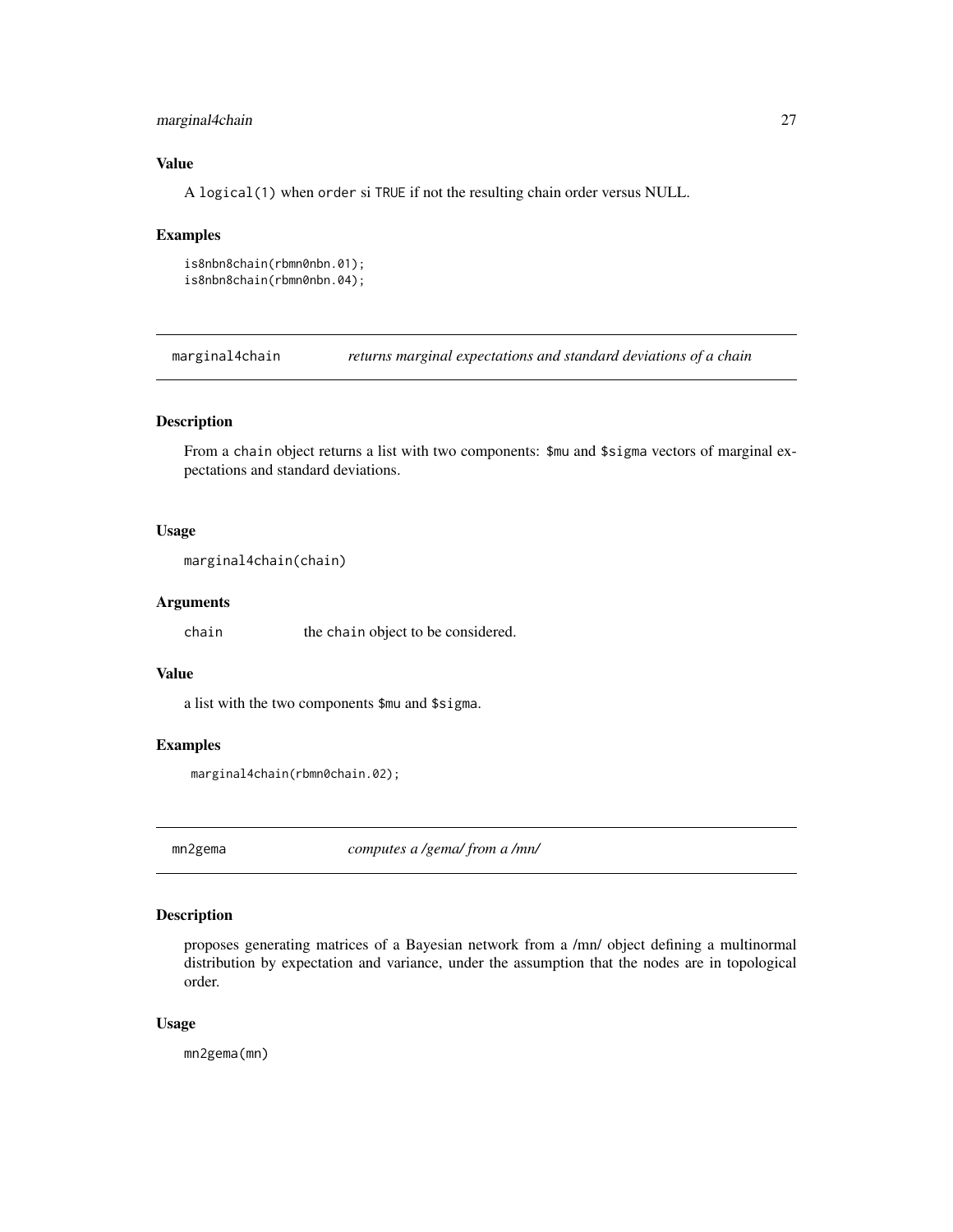### Value

A `logical(1)` when `order` si `TRUE` if not the resulting chain order versus NULL.

### Examples

```
is8nbn8chain(rbmn0nbn.01);
is8nbn8chain(rbmn0nbn.04);
```

## marginal4chain *returns marginal expectations and standard deviations of a chain*

### Description

From a `chain` object returns a list with two components: `$mu` and `$sigma` vectors of marginal expectations and standard deviations.

### Usage

```
marginal4chain(chain)
```

### Arguments

| | |
|---|---|
| `chain` | the `chain` object to be considered. |

### Value

a list with the two components `$mu` and `$sigma`.

### Examples

```
marginal4chain(rbmn0chain.02);
```

## mn2gema *computes a /gema/ from a /mn/*

### Description

proposes generating matrices of a Bayesian network from a /mn/ object defining a multinormal distribution by expectation and variance, under the assumption that the nodes are in topological order.

### Usage

```
mn2gema(mn)
```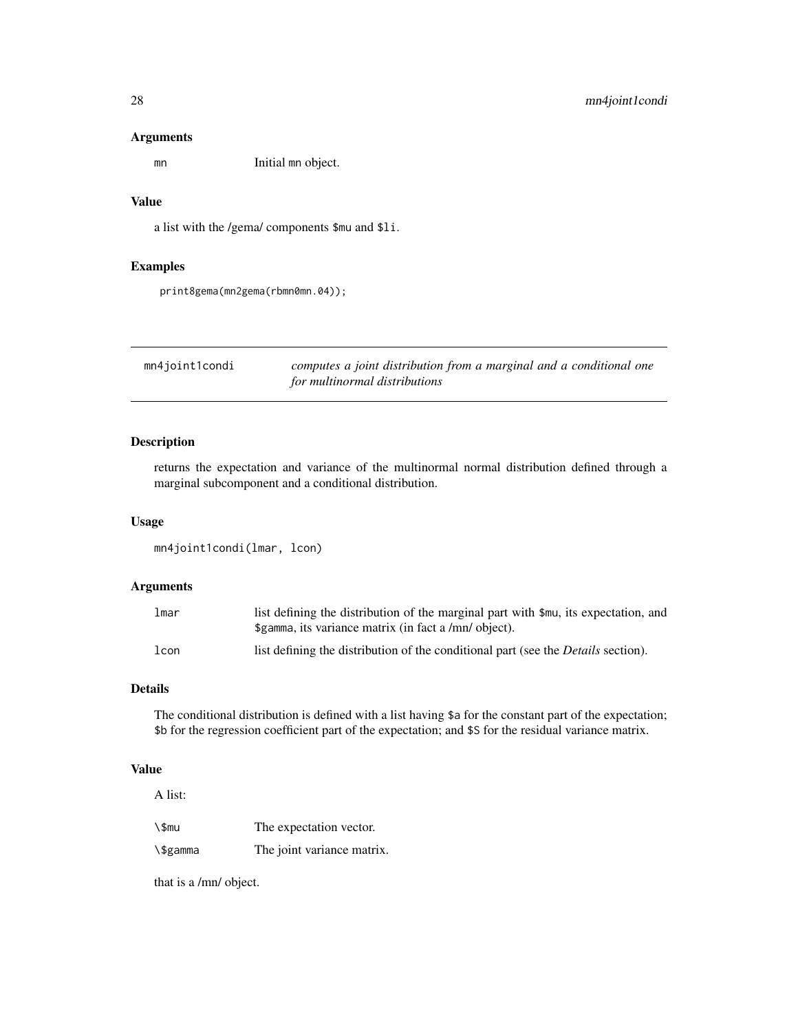### Arguments

mn — Initial mn object.

### Value

a list with the /gema/ components $mu and $li.

### Examples

```
print8gema(mn2gema(rbmn0mn.04));
```

---

## mn4joint1condi — *computes a joint distribution from a marginal and a conditional one for multinormal distributions*

---

### Description

returns the expectation and variance of the multinormal normal distribution defined through a marginal subcomponent and a conditional distribution.

### Usage

```
mn4joint1condi(lmar, lcon)
```

### Arguments

| | |
|---|---|
| lmar | list defining the distribution of the marginal part with $mu, its expectation, and $gamma, its variance matrix (in fact a /mn/ object). |
| lcon | list defining the distribution of the conditional part (see the *Details* section). |

### Details

The conditional distribution is defined with a list having $a for the constant part of the expectation; $b for the regression coefficient part of the expectation; and $S for the residual variance matrix.

### Value

A list:

| | |
|---|---|
| \$mu | The expectation vector. |
| \$gamma | The joint variance matrix. |

that is a /mn/ object.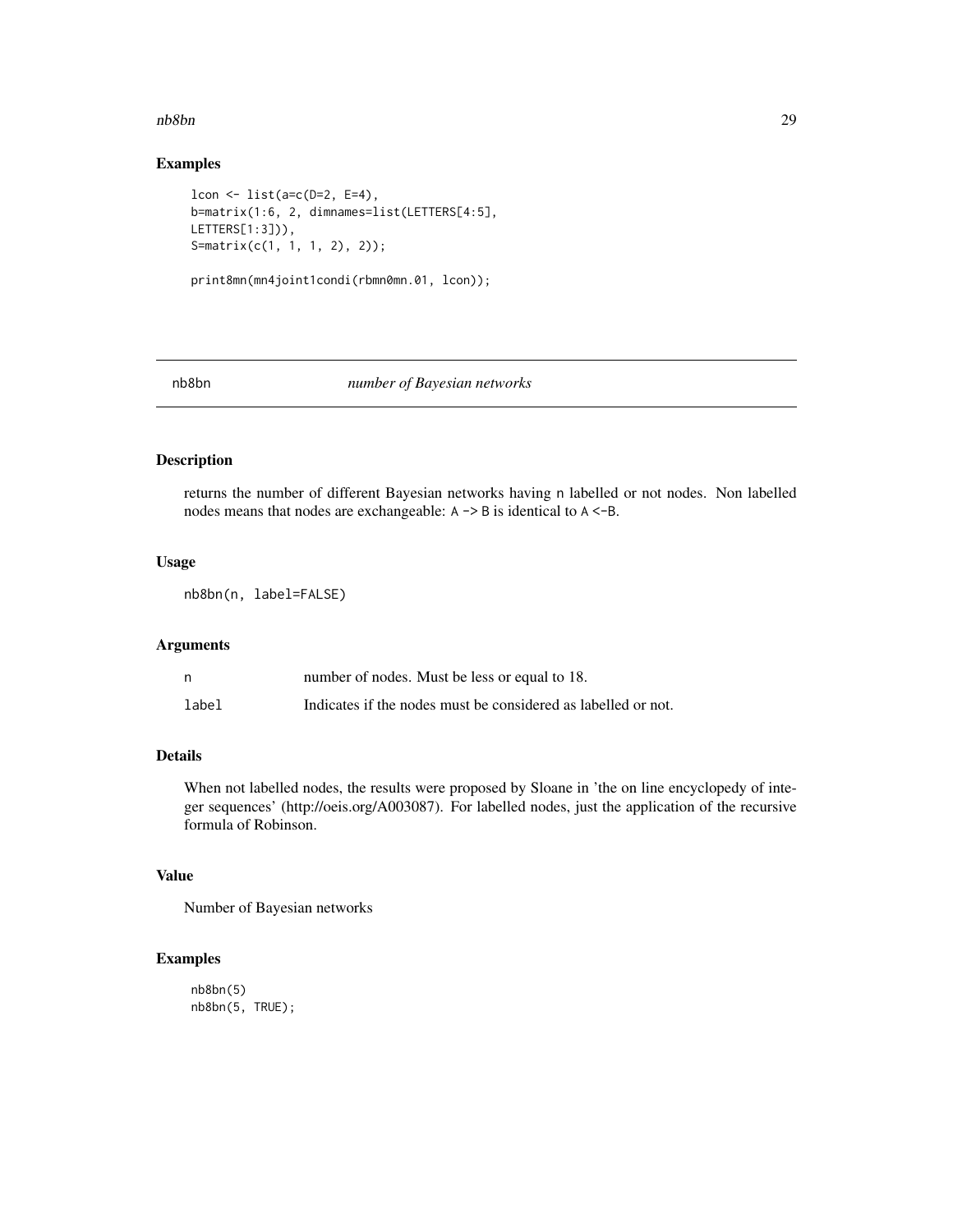## Examples

```
lcon <- list(a=c(D=2, E=4),
b=matrix(1:6, 2, dimnames=list(LETTERS[4:5],
LETTERS[1:3])),
S=matrix(c(1, 1, 1, 2), 2));

print8mn(mn4joint1condi(rbmn0mn.01, lcon));
```

---

# nb8bn *number of Bayesian networks*

---

## Description

returns the number of different Bayesian networks having n labelled or not nodes. Non labelled nodes means that nodes are exchangeable: A -> B is identical to A <-B.

## Usage

```
nb8bn(n, label=FALSE)
```

## Arguments

| | |
|---|---|
| n | number of nodes. Must be less or equal to 18. |
| label | Indicates if the nodes must be considered as labelled or not. |

## Details

When not labelled nodes, the results were proposed by Sloane in 'the on line encyclopedy of integer sequences' (http://oeis.org/A003087). For labelled nodes, just the application of the recursive formula of Robinson.

## Value

Number of Bayesian networks

## Examples

```
nb8bn(5)
nb8bn(5, TRUE);
```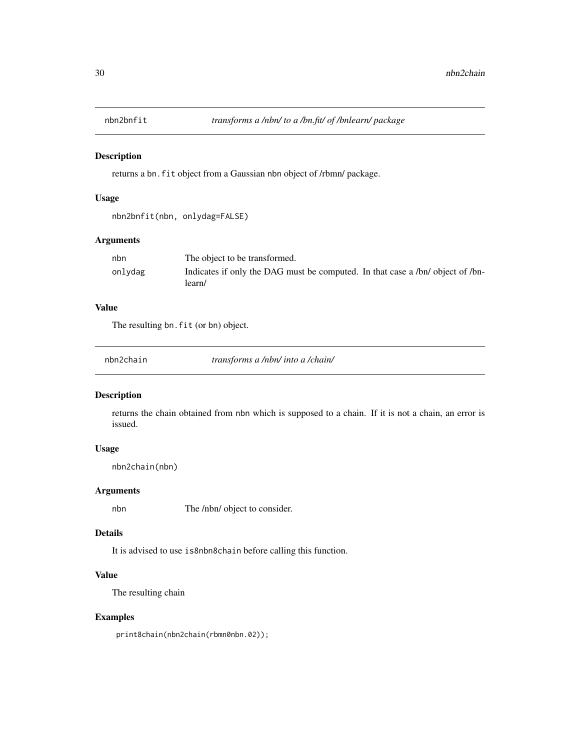## nbn2bnfit    *transforms a /nbn/ to a /bn.fit/ of /bnlearn/ package*

### Description

returns a `bn.fit` object from a Gaussian `nbn` object of /rbmn/ package.

### Usage

```
nbn2bnfit(nbn, onlydag=FALSE)
```

### Arguments

| | |
|---|---|
| nbn | The object to be transformed. |
| onlydag | Indicates if only the DAG must be computed. In that case a /bn/ object of /bnlearn/ |

### Value

The resulting `bn.fit` (or `bn`) object.

## nbn2chain    *transforms a /nbn/ into a /chain/*

### Description

returns the chain obtained from `nbn` which is supposed to a chain. If it is not a chain, an error is issued.

### Usage

```
nbn2chain(nbn)
```

### Arguments

| | |
|---|---|
| nbn | The /nbn/ object to consider. |

### Details

It is advised to use `is8nbn8chain` before calling this function.

### Value

The resulting chain

### Examples

```
print8chain(nbn2chain(rbmn0nbn.02));
```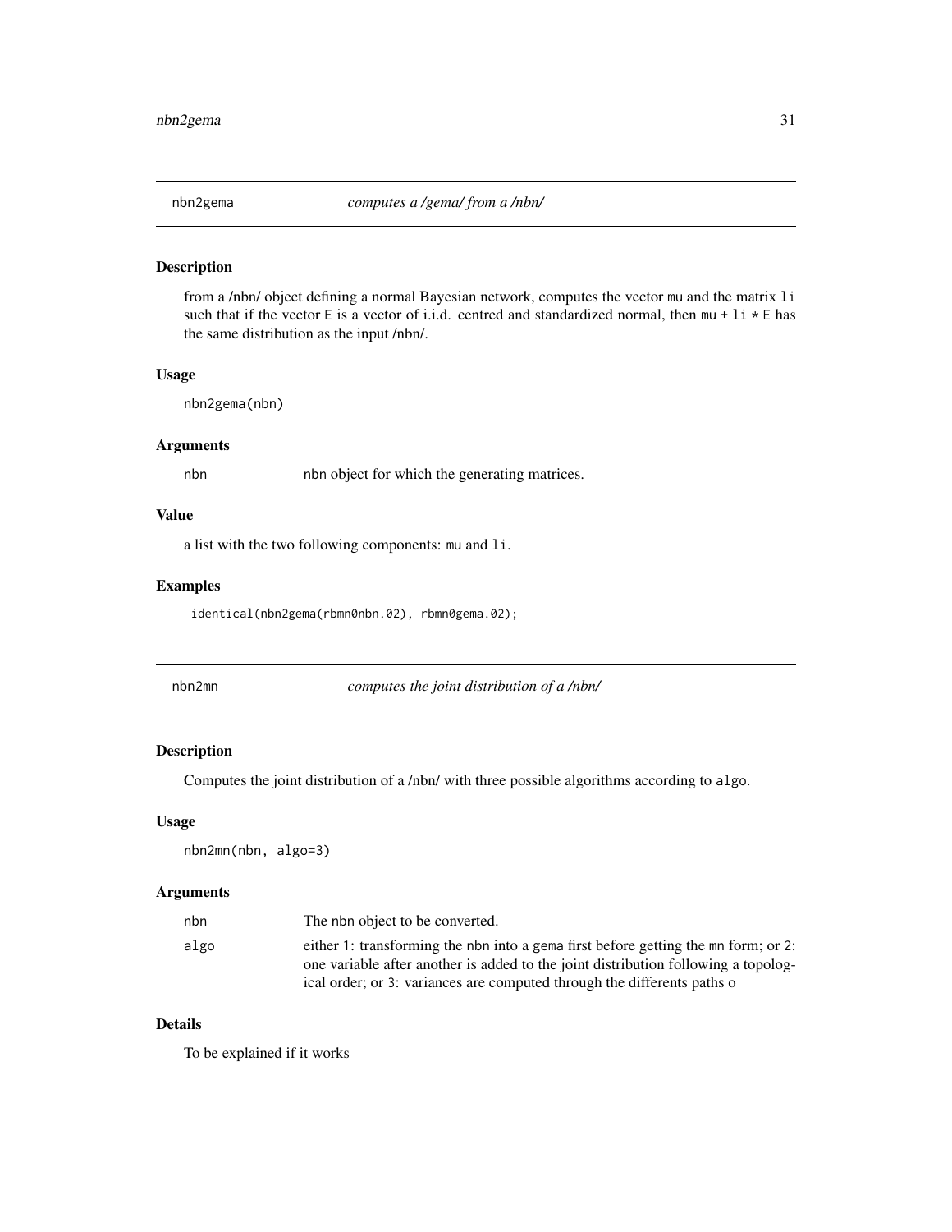## nbn2gema    *computes a /gema/ from a /nbn/*

### Description

from a /nbn/ object defining a normal Bayesian network, computes the vector `mu` and the matrix `li` such that if the vector `E` is a vector of i.i.d. centred and standardized normal, then `mu + li * E` has the same distribution as the input /nbn/.

### Usage

```
nbn2gema(nbn)
```

### Arguments

| | |
|---|---|
| nbn | `nbn` object for which the generating matrices. |

### Value

a list with the two following components: `mu` and `li`.

### Examples

```
identical(nbn2gema(rbmn0nbn.02), rbmn0gema.02);
```

## nbn2mn    *computes the joint distribution of a /nbn/*

### Description

Computes the joint distribution of a /nbn/ with three possible algorithms according to `algo`.

### Usage

```
nbn2mn(nbn, algo=3)
```

### Arguments

| | |
|---|---|
| nbn | The `nbn` object to be converted. |
| algo | either `1`: transforming the `nbn` into a `gema` first before getting the `mn` form; or `2`: one variable after another is added to the joint distribution following a topological order; or `3`: variances are computed through the differents paths o |

### Details

To be explained if it works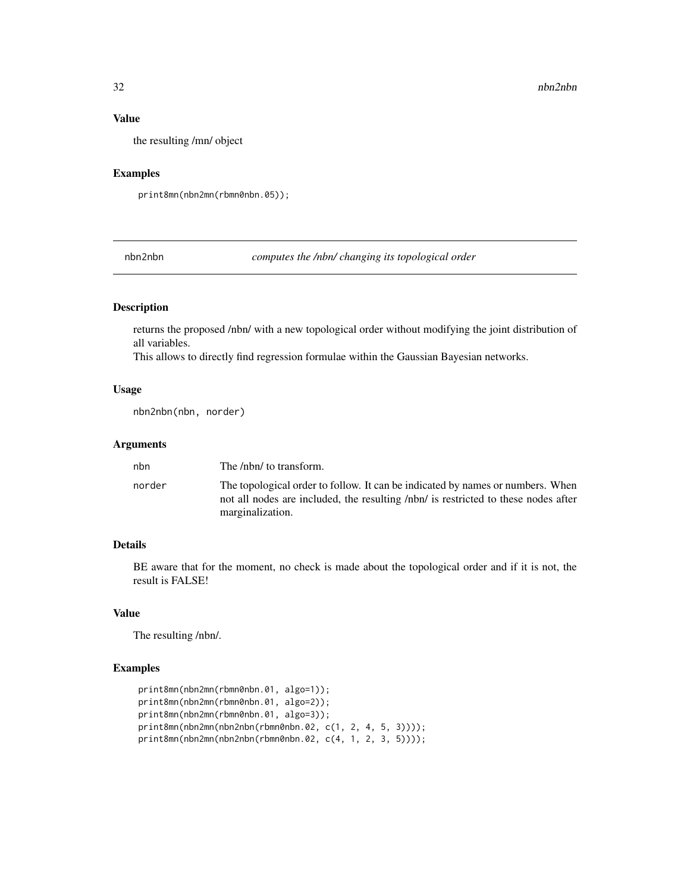## Value

the resulting /mn/ object

## Examples

```
print8mn(nbn2mn(rbmn0nbn.05));
```

---

# nbn2nbn *computes the /nbn/ changing its topological order*

---

## Description

returns the proposed /nbn/ with a new topological order without modifying the joint distribution of all variables.
This allows to directly find regression formulae within the Gaussian Bayesian networks.

## Usage

```
nbn2nbn(nbn, norder)
```

## Arguments

| | |
|---|---|
| nbn | The /nbn/ to transform. |
| norder | The topological order to follow. It can be indicated by names or numbers. When not all nodes are included, the resulting /nbn/ is restricted to these nodes after marginalization. |

## Details

BE aware that for the moment, no check is made about the topological order and if it is not, the result is FALSE!

## Value

The resulting /nbn/.

## Examples

```
print8mn(nbn2mn(rbmn0nbn.01, algo=1));
print8mn(nbn2mn(rbmn0nbn.01, algo=2));
print8mn(nbn2mn(rbmn0nbn.01, algo=3));
print8mn(nbn2mn(nbn2nbn(rbmn0nbn.02, c(1, 2, 4, 5, 3))));
print8mn(nbn2mn(nbn2nbn(rbmn0nbn.02, c(4, 1, 2, 3, 5))));
```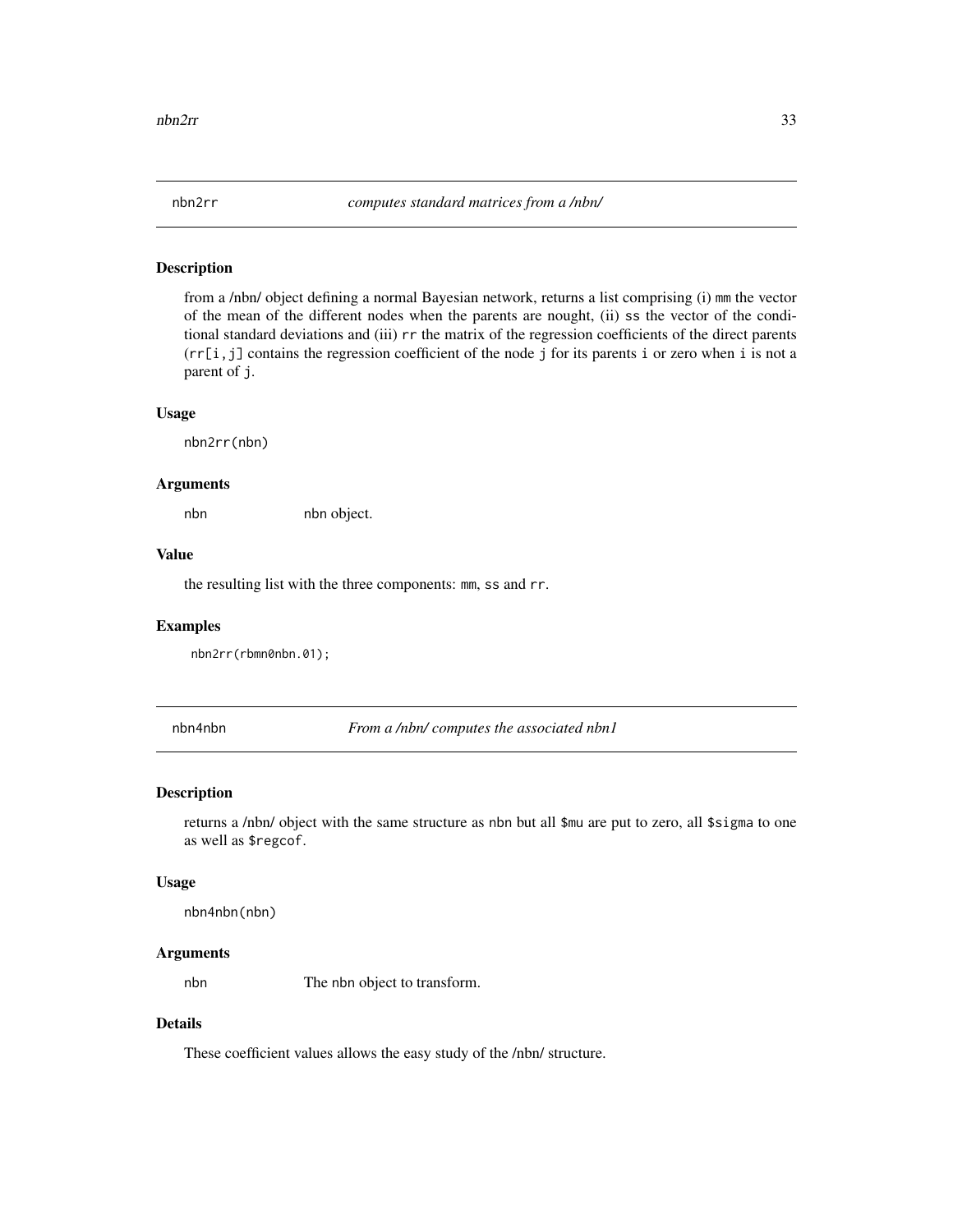## nbn2rr *computes standard matrices from a /nbn/*

### Description

from a /nbn/ object defining a normal Bayesian network, returns a list comprising (i) mm the vector of the mean of the different nodes when the parents are nought, (ii) ss the vector of the conditional standard deviations and (iii) rr the matrix of the regression coefficients of the direct parents (rr[i,j] contains the regression coefficient of the node j for its parents i or zero when i is not a parent of j.

### Usage

```
nbn2rr(nbn)
```

### Arguments

nbn nbn object.

### Value

the resulting list with the three components: mm, ss and rr.

### Examples

```
nbn2rr(rbmn0nbn.01);
```

## nbn4nbn *From a /nbn/ computes the associated nbn1*

### Description

returns a /nbn/ object with the same structure as nbn but all $mu are put to zero, all $sigma to one as well as $regcof.

### Usage

```
nbn4nbn(nbn)
```

### Arguments

nbn The nbn object to transform.

### Details

These coefficient values allows the easy study of the /nbn/ structure.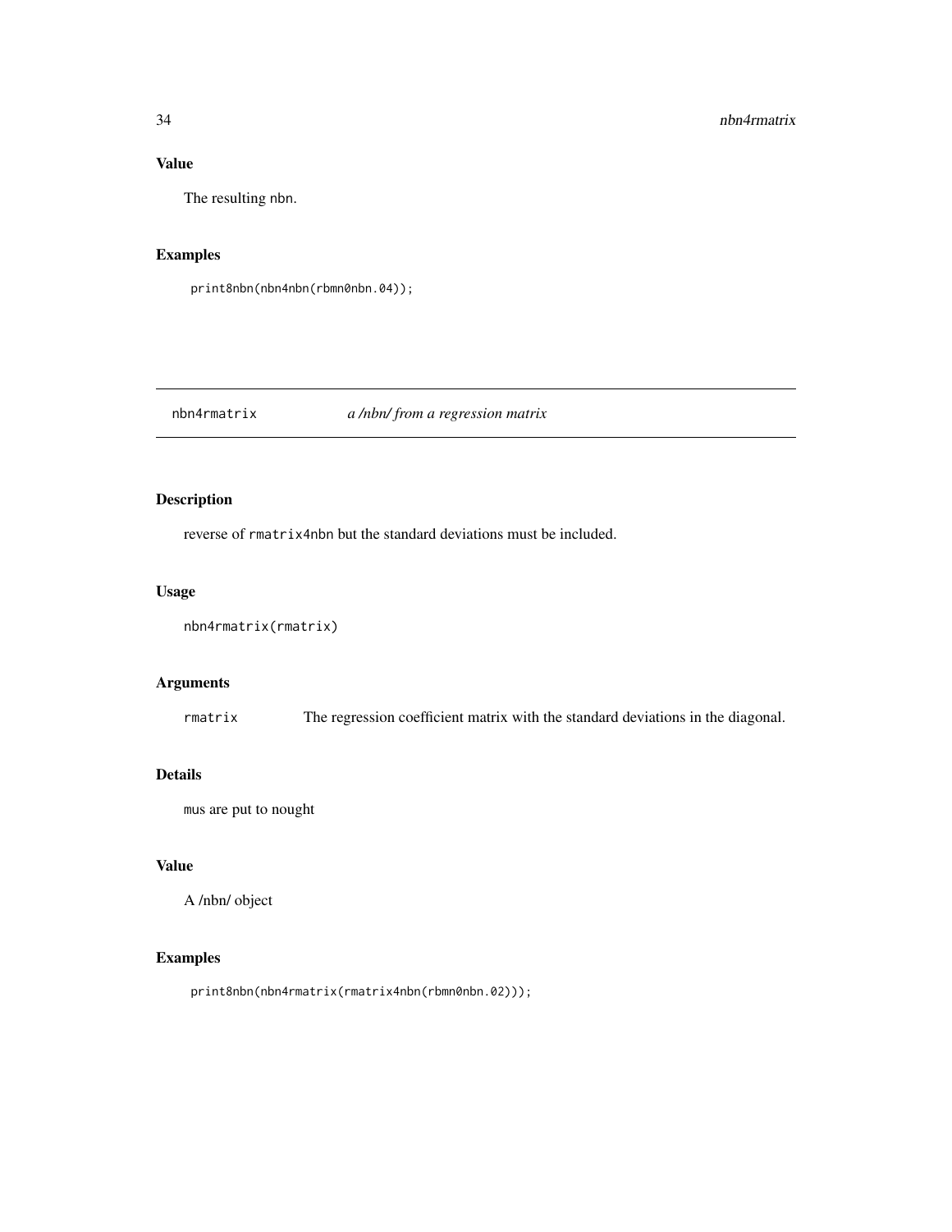## Value

The resulting nbn.

## Examples

```
print8nbn(nbn4nbn(rbmn0nbn.04));
```

---

# nbn4rmatrix — *a /nbn/ from a regression matrix*

## Description

reverse of rmatrix4nbn but the standard deviations must be included.

## Usage

```
nbn4rmatrix(rmatrix)
```

## Arguments

| | |
|---|---|
| rmatrix | The regression coefficient matrix with the standard deviations in the diagonal. |

## Details

mus are put to nought

## Value

A /nbn/ object

## Examples

```
print8nbn(nbn4rmatrix(rmatrix4nbn(rbmn0nbn.02)));
```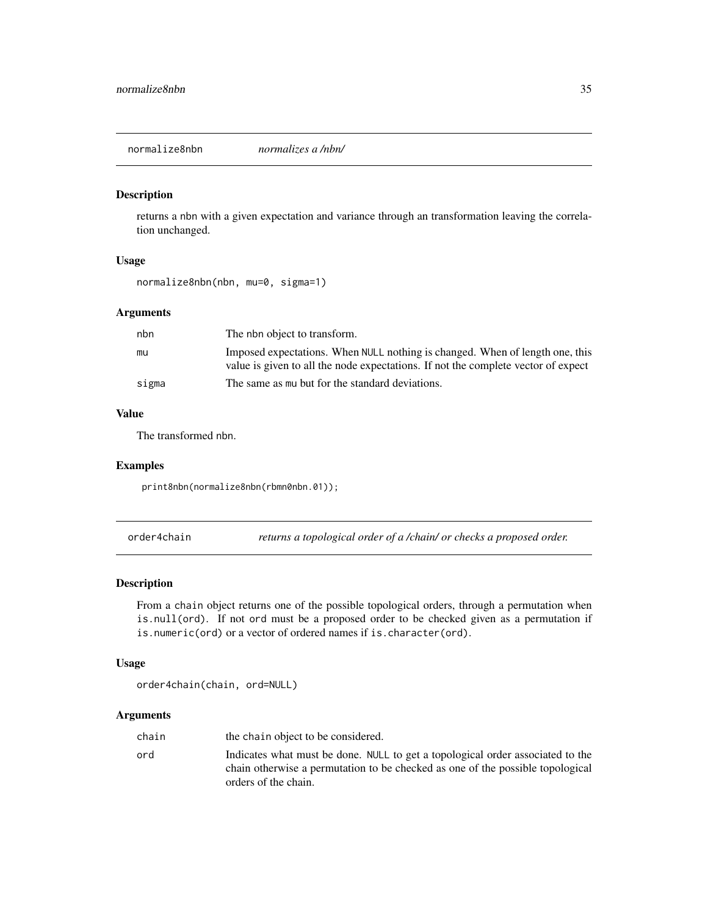## normalize8nbn — *normalizes a /nbn/*

### Description

returns a nbn with a given expectation and variance through an transformation leaving the correlation unchanged.

### Usage

```
normalize8nbn(nbn, mu=0, sigma=1)
```

### Arguments

| | |
|---|---|
| nbn | The nbn object to transform. |
| mu | Imposed expectations. When NULL nothing is changed. When of length one, this value is given to all the node expectations. If not the complete vector of expect |
| sigma | The same as mu but for the standard deviations. |

### Value

The transformed nbn.

### Examples

```
print8nbn(normalize8nbn(rbmn0nbn.01));
```

## order4chain — *returns a topological order of a /chain/ or checks a proposed order.*

### Description

From a chain object returns one of the possible topological orders, through a permutation when is.null(ord). If not ord must be a proposed order to be checked given as a permutation if is.numeric(ord) or a vector of ordered names if is.character(ord).

### Usage

```
order4chain(chain, ord=NULL)
```

### Arguments

| | |
|---|---|
| chain | the chain object to be considered. |
| ord | Indicates what must be done. NULL to get a topological order associated to the chain otherwise a permutation to be checked as one of the possible topological orders of the chain. |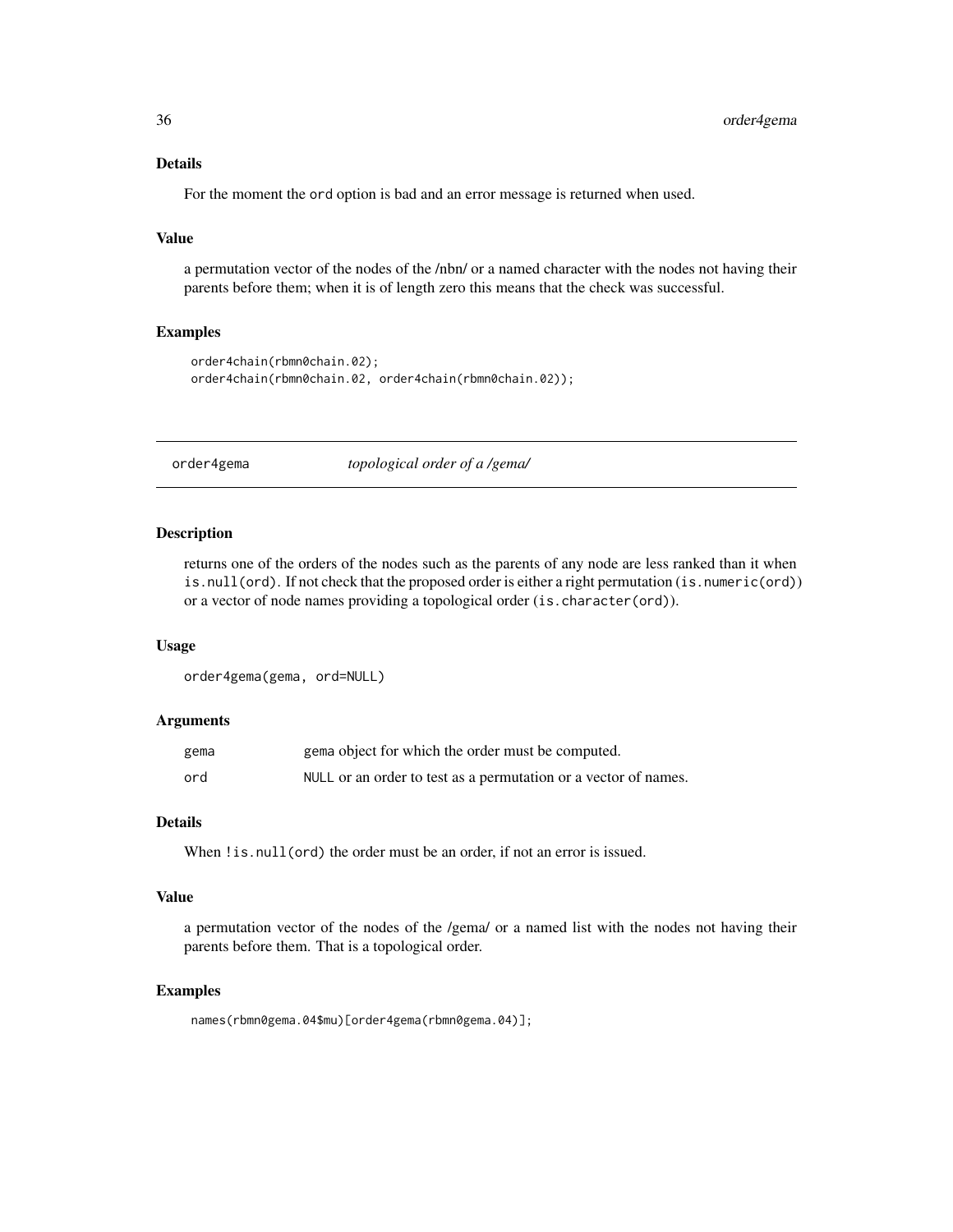### Details

For the moment the `ord` option is bad and an error message is returned when used.

### Value

a permutation vector of the nodes of the /nbn/ or a named character with the nodes not having their parents before them; when it is of length zero this means that the check was successful.

### Examples

```
order4chain(rbmn0chain.02);
order4chain(rbmn0chain.02, order4chain(rbmn0chain.02));
```

---

## order4gema — *topological order of a /gema/*

### Description

returns one of the orders of the nodes such as the parents of any node are less ranked than it when `is.null(ord)`. If not check that the proposed order is either a right permutation (`is.numeric(ord)`) or a vector of node names providing a topological order (`is.character(ord)`).

### Usage

```
order4gema(gema, ord=NULL)
```

### Arguments

| | |
|---|---|
| `gema` | `gema` object for which the order must be computed. |
| `ord` | `NULL` or an order to test as a permutation or a vector of names. |

### Details

When `!is.null(ord)` the order must be an order, if not an error is issued.

### Value

a permutation vector of the nodes of the /gema/ or a named list with the nodes not having their parents before them. That is a topological order.

### Examples

```
names(rbmn0gema.04$mu)[order4gema(rbmn0gema.04)];
```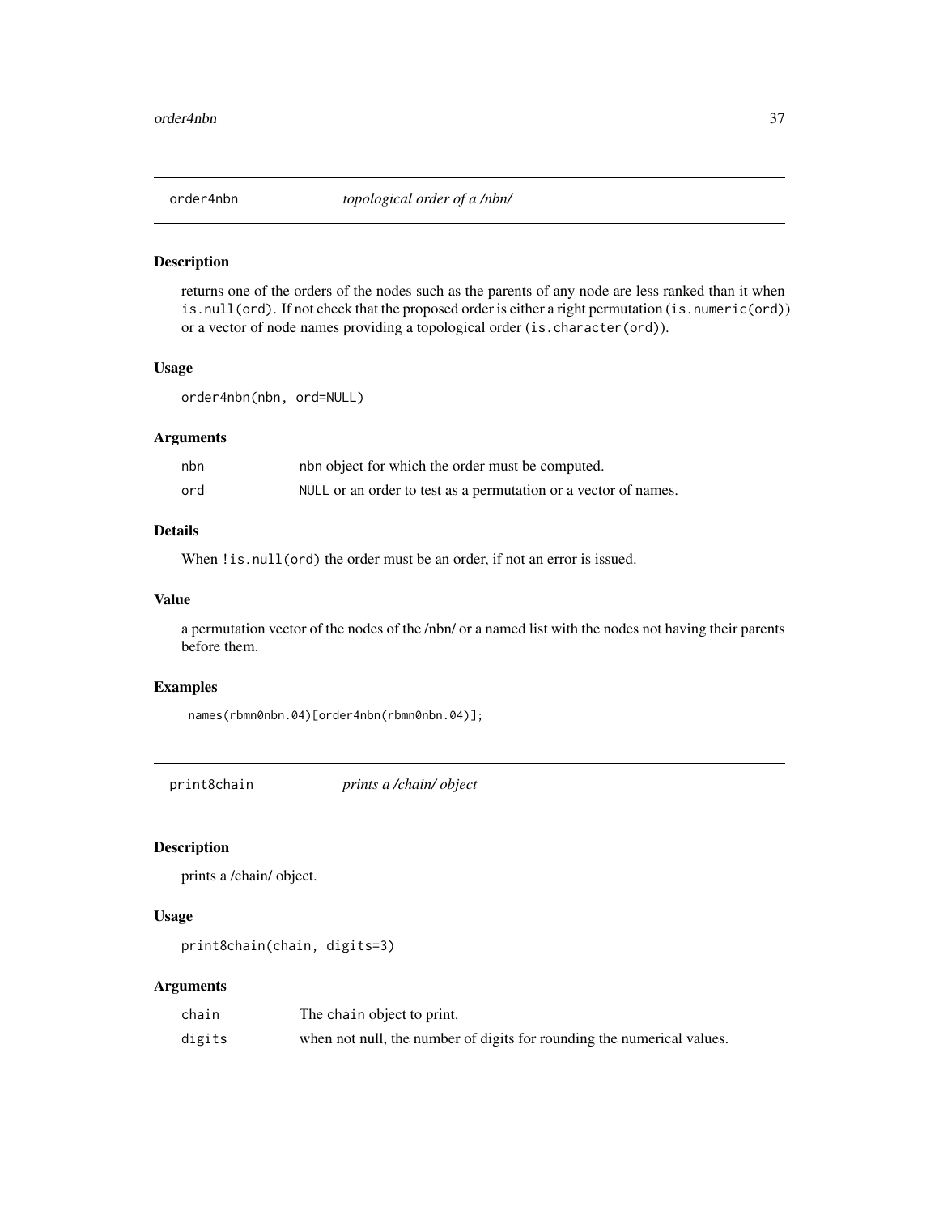## order4nbn *topological order of a /nbn/*

### Description

returns one of the orders of the nodes such as the parents of any node are less ranked than it when `is.null(ord)`. If not check that the proposed order is either a right permutation (`is.numeric(ord)`) or a vector of node names providing a topological order (`is.character(ord)`).

### Usage

```
order4nbn(nbn, ord=NULL)
```

### Arguments

| | |
|---|---|
| nbn | nbn object for which the order must be computed. |
| ord | NULL or an order to test as a permutation or a vector of names. |

### Details

When `!is.null(ord)` the order must be an order, if not an error is issued.

### Value

a permutation vector of the nodes of the /nbn/ or a named list with the nodes not having their parents before them.

### Examples

```
names(rbmn0nbn.04)[order4nbn(rbmn0nbn.04)];
```

## print8chain *prints a /chain/ object*

### Description

prints a /chain/ object.

### Usage

```
print8chain(chain, digits=3)
```

### Arguments

| | |
|---|---|
| chain | The chain object to print. |
| digits | when not null, the number of digits for rounding the numerical values. |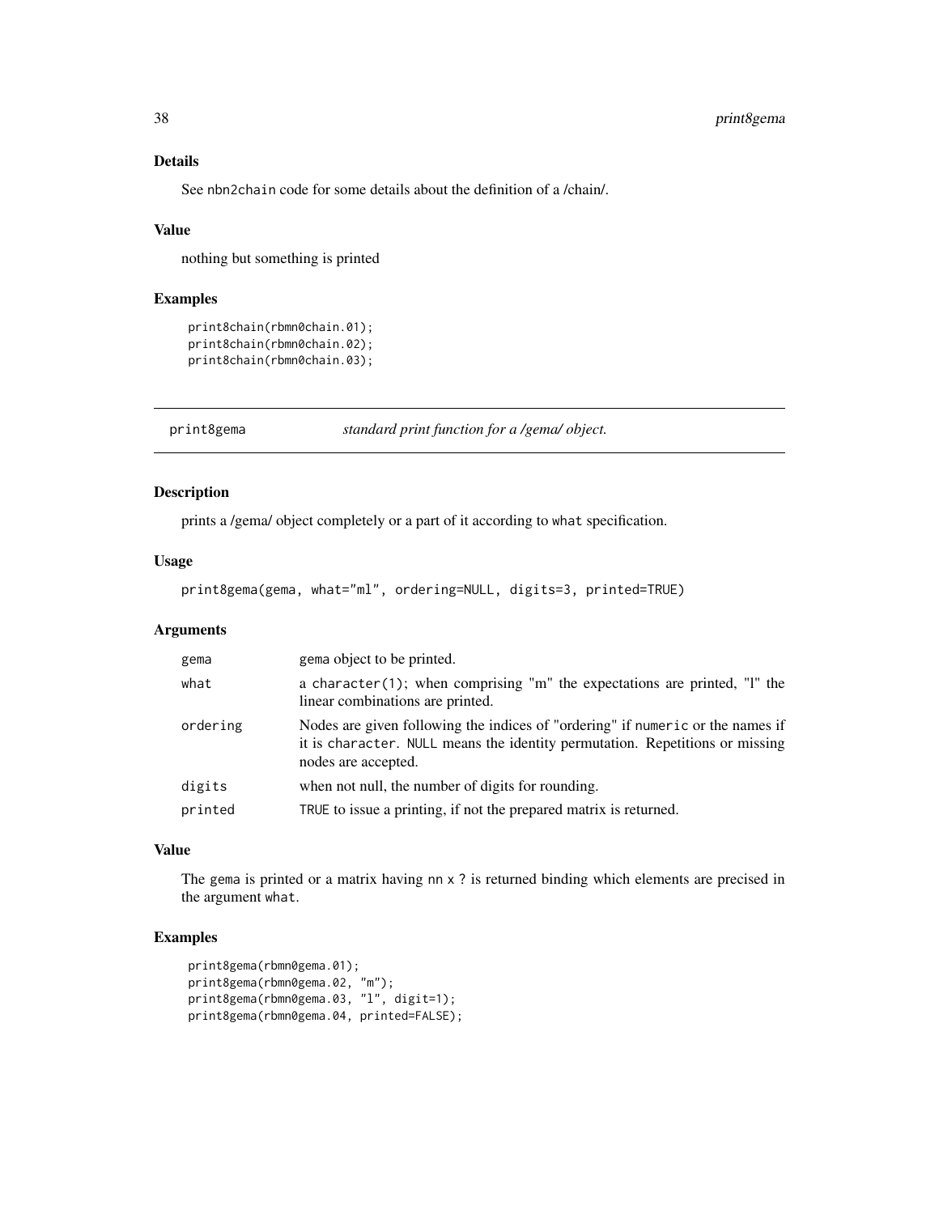### Details

See nbn2chain code for some details about the definition of a /chain/.

### Value

nothing but something is printed

### Examples

```
print8chain(rbmn0chain.01);
print8chain(rbmn0chain.02);
print8chain(rbmn0chain.03);
```

---

## print8gema — *standard print function for a /gema/ object.*

---

### Description

prints a /gema/ object completely or a part of it according to what specification.

### Usage

```
print8gema(gema, what="ml", ordering=NULL, digits=3, printed=TRUE)
```

### Arguments

| | |
|---|---|
| gema | gema object to be printed. |
| what | a character(1); when comprising "m" the expectations are printed, "l" the linear combinations are printed. |
| ordering | Nodes are given following the indices of "ordering" if numeric or the names if it is character. NULL means the identity permutation. Repetitions or missing nodes are accepted. |
| digits | when not null, the number of digits for rounding. |
| printed | TRUE to issue a printing, if not the prepared matrix is returned. |

### Value

The gema is printed or a matrix having nn x ? is returned binding which elements are precised in the argument what.

### Examples

```
print8gema(rbmn0gema.01);
print8gema(rbmn0gema.02, "m");
print8gema(rbmn0gema.03, "l", digit=1);
print8gema(rbmn0gema.04, printed=FALSE);
```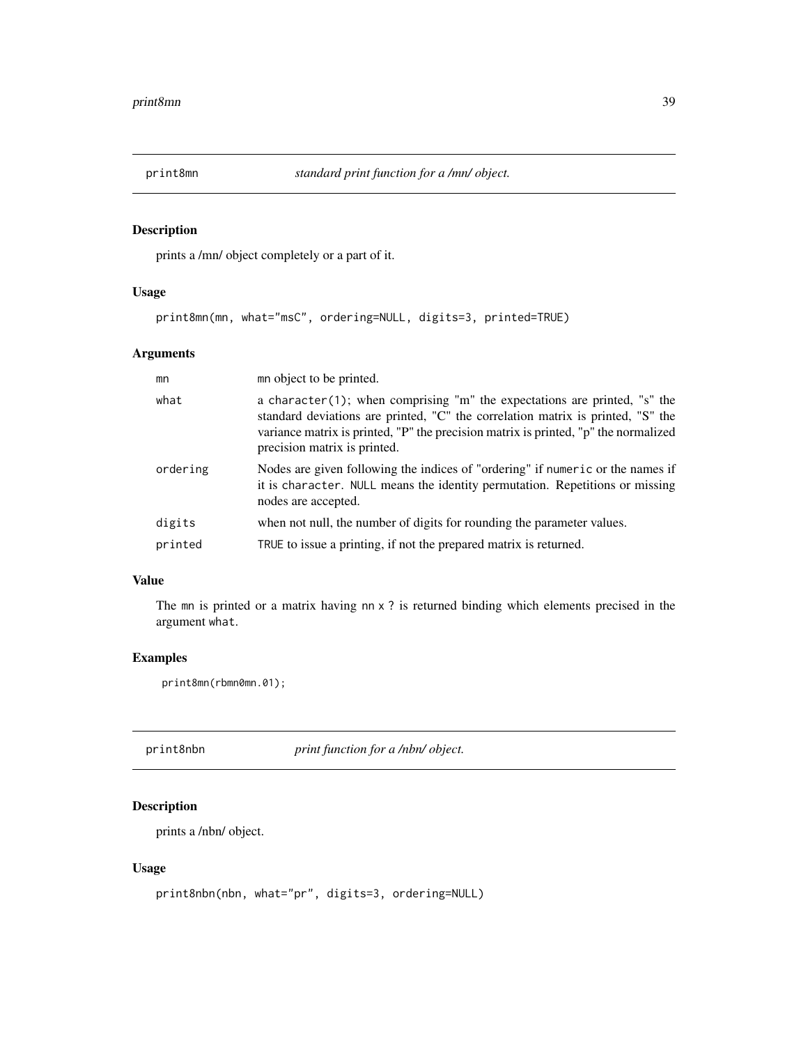## print8mn — *standard print function for a /mn/ object.*

### Description

prints a /mn/ object completely or a part of it.

### Usage

```
print8mn(mn, what="msC", ordering=NULL, digits=3, printed=TRUE)
```

### Arguments

| | |
|---|---|
| mn | mn object to be printed. |
| what | a character(1); when comprising "m" the expectations are printed, "s" the standard deviations are printed, "C" the correlation matrix is printed, "S" the variance matrix is printed, "P" the precision matrix is printed, "p" the normalized precision matrix is printed. |
| ordering | Nodes are given following the indices of "ordering" if numeric or the names if it is character. NULL means the identity permutation. Repetitions or missing nodes are accepted. |
| digits | when not null, the number of digits for rounding the parameter values. |
| printed | TRUE to issue a printing, if not the prepared matrix is returned. |

### Value

The mn is printed or a matrix having nn x ? is returned binding which elements precised in the argument what.

### Examples

```
print8mn(rbmn0mn.01);
```

## print8nbn — *print function for a /nbn/ object.*

### Description

prints a /nbn/ object.

### Usage

```
print8nbn(nbn, what="pr", digits=3, ordering=NULL)
```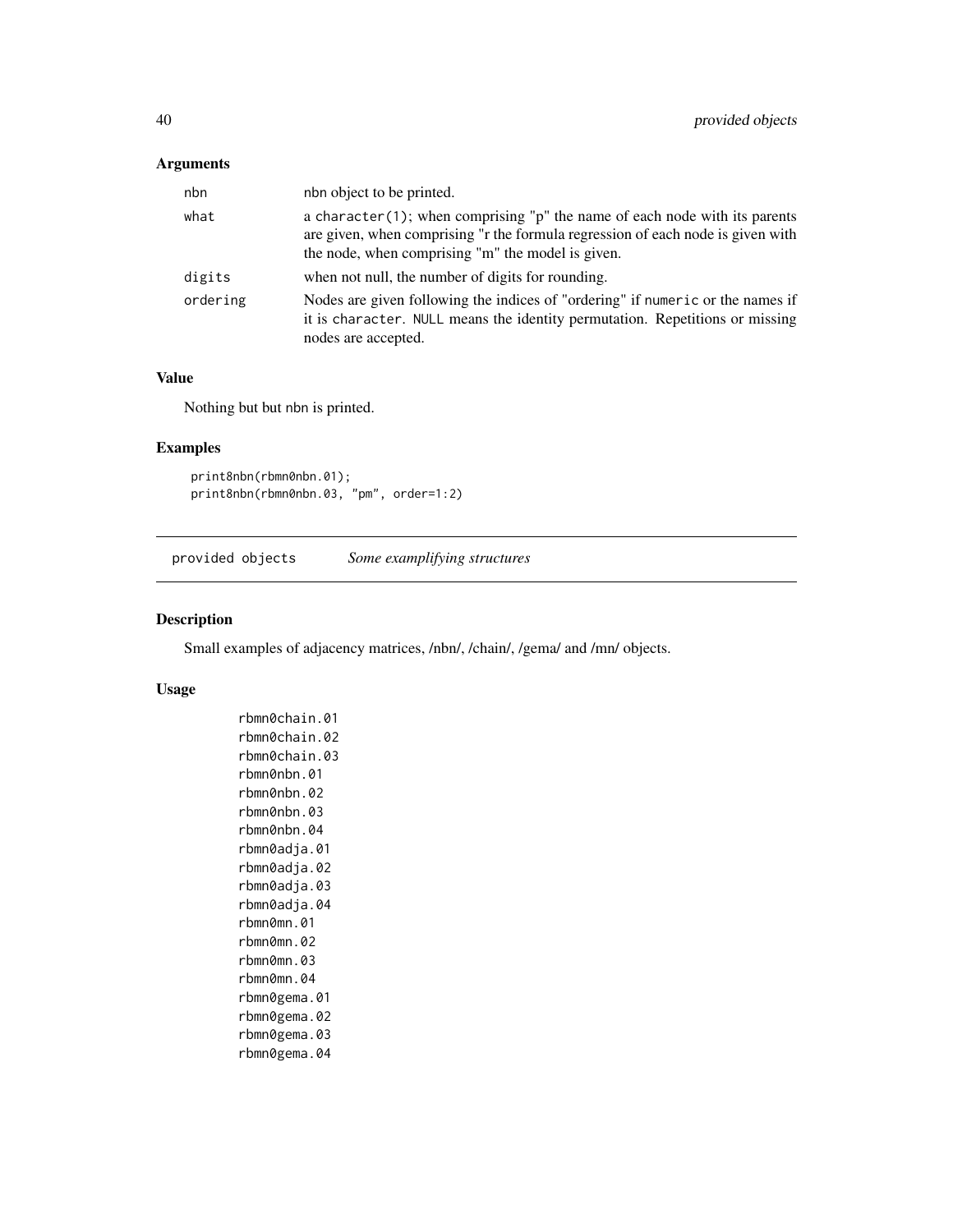## Arguments

| | |
|---|---|
| nbn | nbn object to be printed. |
| what | a character(1); when comprising "p" the name of each node with its parents are given, when comprising "r the formula regression of each node is given with the node, when comprising "m" the model is given. |
| digits | when not null, the number of digits for rounding. |
| ordering | Nodes are given following the indices of "ordering" if numeric or the names if it is character. NULL means the identity permutation. Repetitions or missing nodes are accepted. |

## Value

Nothing but but nbn is printed.

## Examples

```
print8nbn(rbmn0nbn.01);
print8nbn(rbmn0nbn.03, "pm", order=1:2)
```

---

provided objects *Some examplifying structures*

---

## Description

Small examples of adjacency matrices, /nbn/, /chain/, /gema/ and /mn/ objects.

## Usage

```
rbmn0chain.01
rbmn0chain.02
rbmn0chain.03
rbmn0nbn.01
rbmn0nbn.02
rbmn0nbn.03
rbmn0nbn.04
rbmn0adja.01
rbmn0adja.02
rbmn0adja.03
rbmn0adja.04
rbmn0mn.01
rbmn0mn.02
rbmn0mn.03
rbmn0mn.04
rbmn0gema.01
rbmn0gema.02
rbmn0gema.03
rbmn0gema.04
```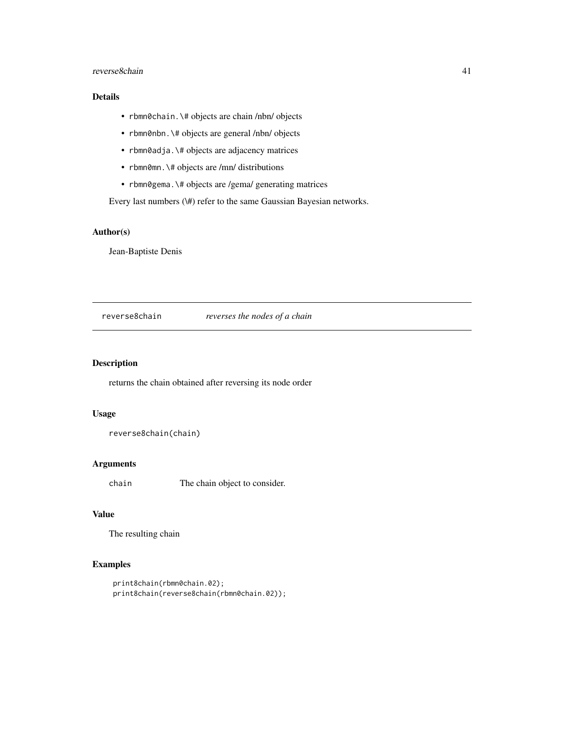### Details

- `rbmn0chain.\#` objects are chain /nbn/ objects
- `rbmn0nbn.\#` objects are general /nbn/ objects
- `rbmn0adja.\#` objects are adjacency matrices
- `rbmn0mn.\#` objects are /mn/ distributions
- `rbmn0gema.\#` objects are /gema/ generating matrices

Every last numbers (\#) refer to the same Gaussian Bayesian networks.

### Author(s)

Jean-Baptiste Denis

---

## reverse8chain — *reverses the nodes of a chain*

---

### Description

returns the chain obtained after reversing its node order

### Usage

```
reverse8chain(chain)
```

### Arguments

| | |
|---|---|
| `chain` | The chain object to consider. |

### Value

The resulting chain

### Examples

```
print8chain(rbmn0chain.02);
print8chain(reverse8chain(rbmn0chain.02));
```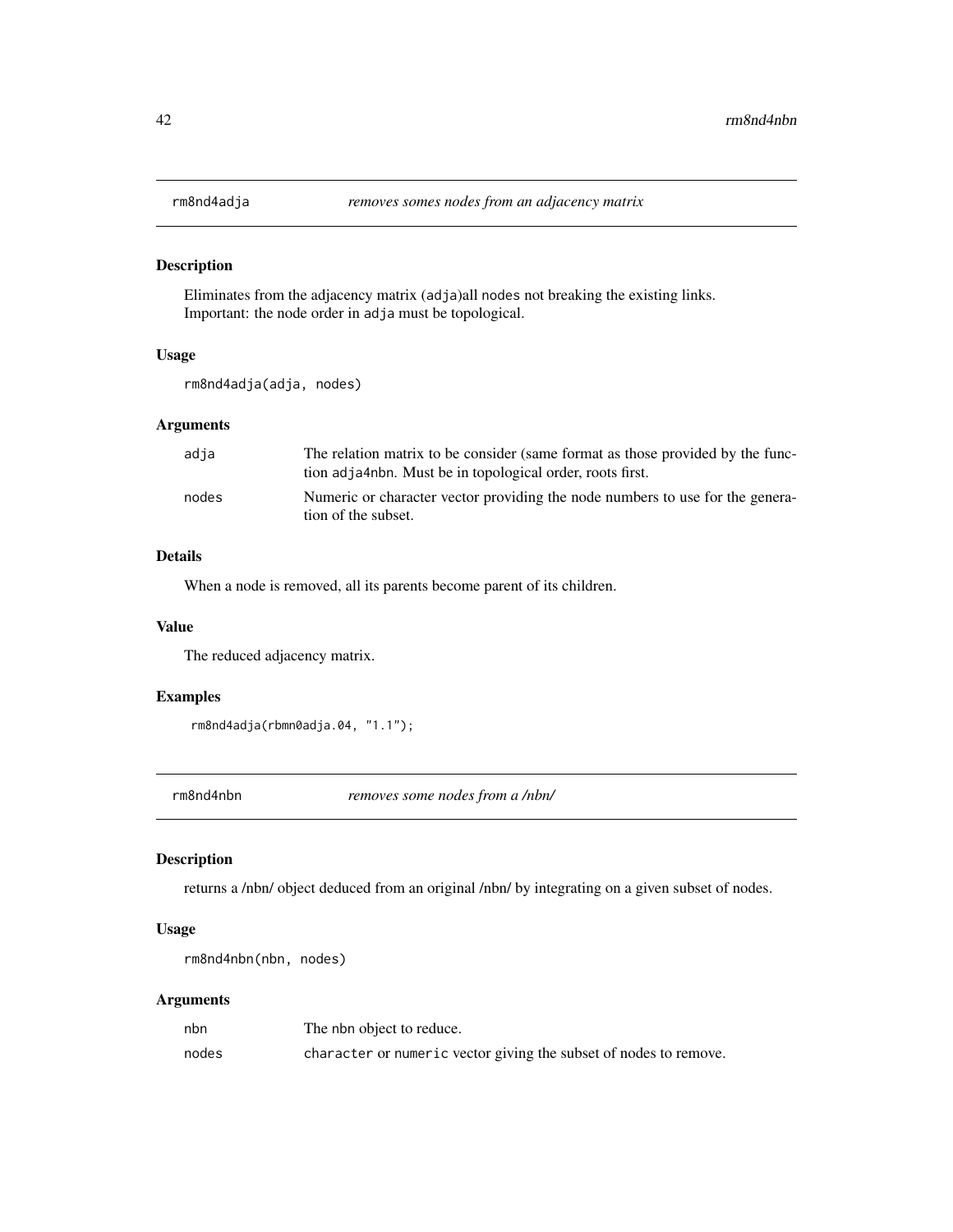## rm8nd4adja *removes somes nodes from an adjacency matrix*

### Description

Eliminates from the adjacency matrix (`adja`)all `nodes` not breaking the existing links.
Important: the node order in `adja` must be topological.

### Usage

```
rm8nd4adja(adja, nodes)
```

### Arguments

| | |
|---|---|
| `adja` | The relation matrix to be consider (same format as those provided by the function `adja4nbn`. Must be in topological order, roots first. |
| `nodes` | Numeric or character vector providing the node numbers to use for the generation of the subset. |

### Details

When a node is removed, all its parents become parent of its children.

### Value

The reduced adjacency matrix.

### Examples

```
rm8nd4adja(rbmn0adja.04, "1.1");
```

## rm8nd4nbn *removes some nodes from a /nbn/*

### Description

returns a /nbn/ object deduced from an original /nbn/ by integrating on a given subset of nodes.

### Usage

```
rm8nd4nbn(nbn, nodes)
```

### Arguments

| | |
|---|---|
| `nbn` | The `nbn` object to reduce. |
| `nodes` | `character` or `numeric` vector giving the subset of nodes to remove. |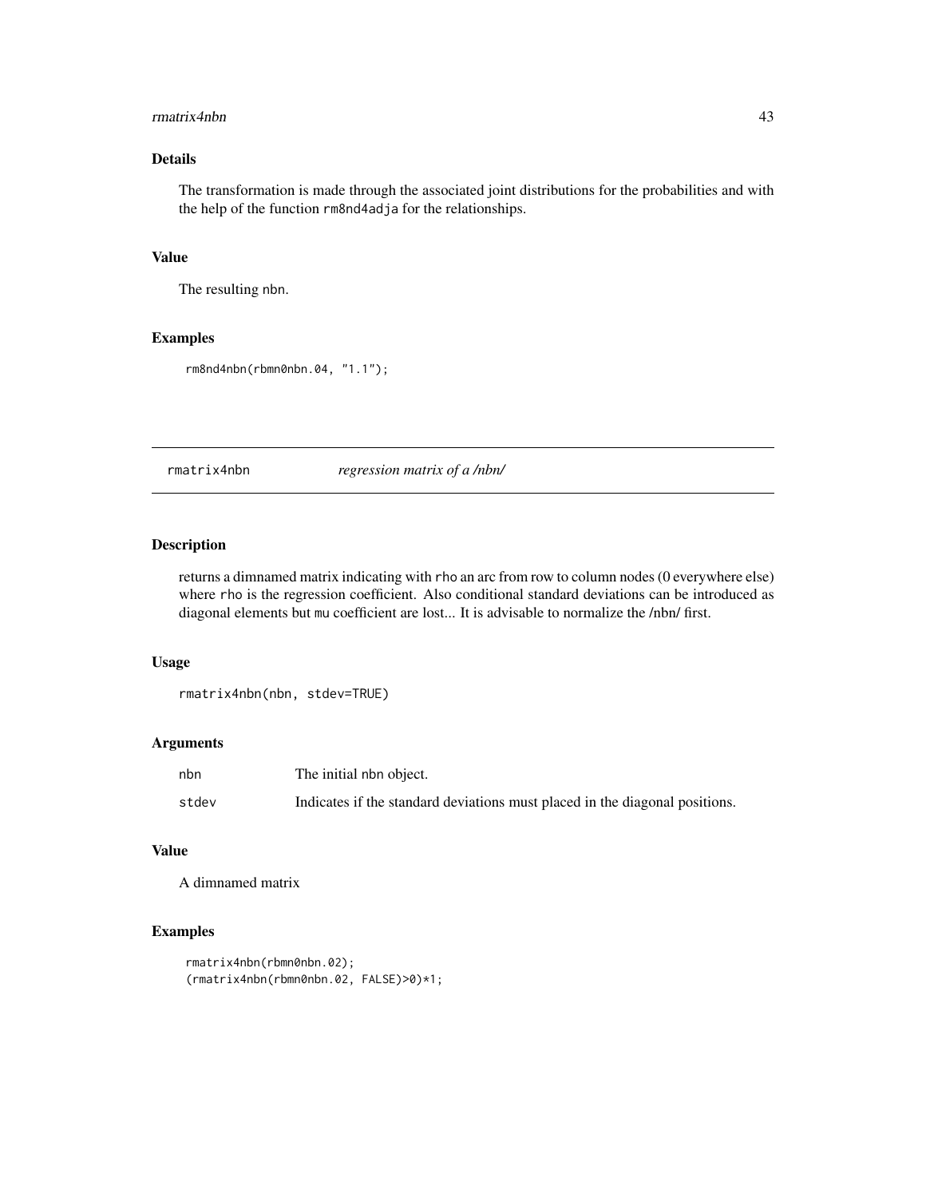## Details

The transformation is made through the associated joint distributions for the probabilities and with the help of the function `rm8nd4adja` for the relationships.

## Value

The resulting nbn.

## Examples

```
rm8nd4nbn(rbmn0nbn.04, "1.1");
```

---

# rmatrix4nbn *regression matrix of a /nbn/*

## Description

returns a dimnamed matrix indicating with `rho` an arc from row to column nodes (0 everywhere else) where `rho` is the regression coefficient. Also conditional standard deviations can be introduced as diagonal elements but `mu` coefficient are lost... It is advisable to normalize the /nbn/ first.

## Usage

```
rmatrix4nbn(nbn, stdev=TRUE)
```

## Arguments

| | |
|---|---|
| nbn | The initial nbn object. |
| stdev | Indicates if the standard deviations must placed in the diagonal positions. |

## Value

A dimnamed matrix

## Examples

```
rmatrix4nbn(rbmn0nbn.02);
(rmatrix4nbn(rbmn0nbn.02, FALSE)>0)*1;
```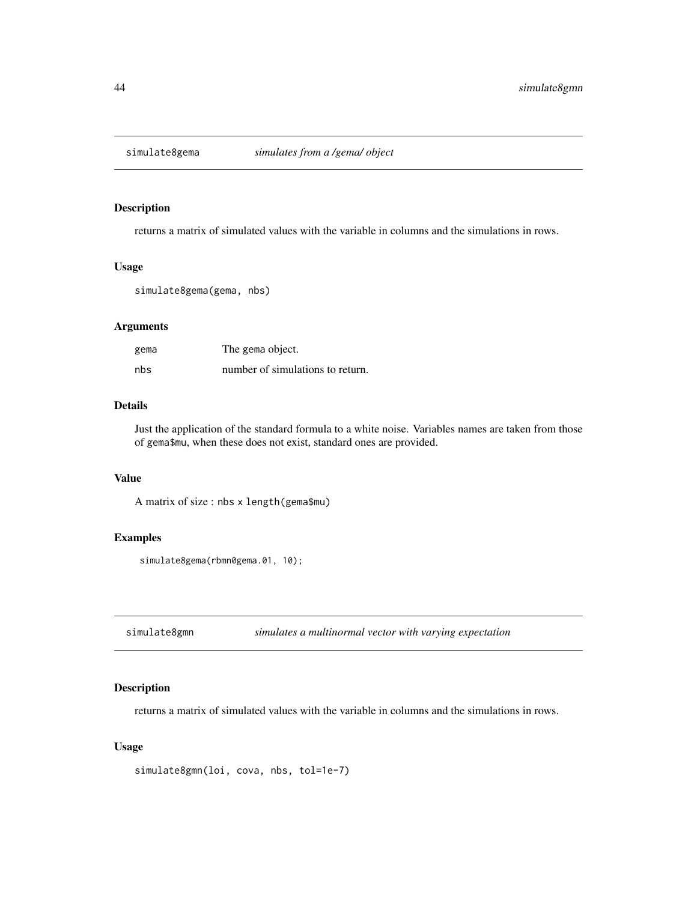## simulate8gema — *simulates from a /gema/ object*

### Description

returns a matrix of simulated values with the variable in columns and the simulations in rows.

### Usage

```
simulate8gema(gema, nbs)
```

### Arguments

| | |
|---|---|
| gema | The gema object. |
| nbs | number of simulations to return. |

### Details

Just the application of the standard formula to a white noise. Variables names are taken from those of gema$mu, when these does not exist, standard ones are provided.

### Value

A matrix of size : nbs x length(gema$mu)

### Examples

```
simulate8gema(rbmn0gema.01, 10);
```

## simulate8gmn — *simulates a multinormal vector with varying expectation*

### Description

returns a matrix of simulated values with the variable in columns and the simulations in rows.

### Usage

```
simulate8gmn(loi, cova, nbs, tol=1e-7)
```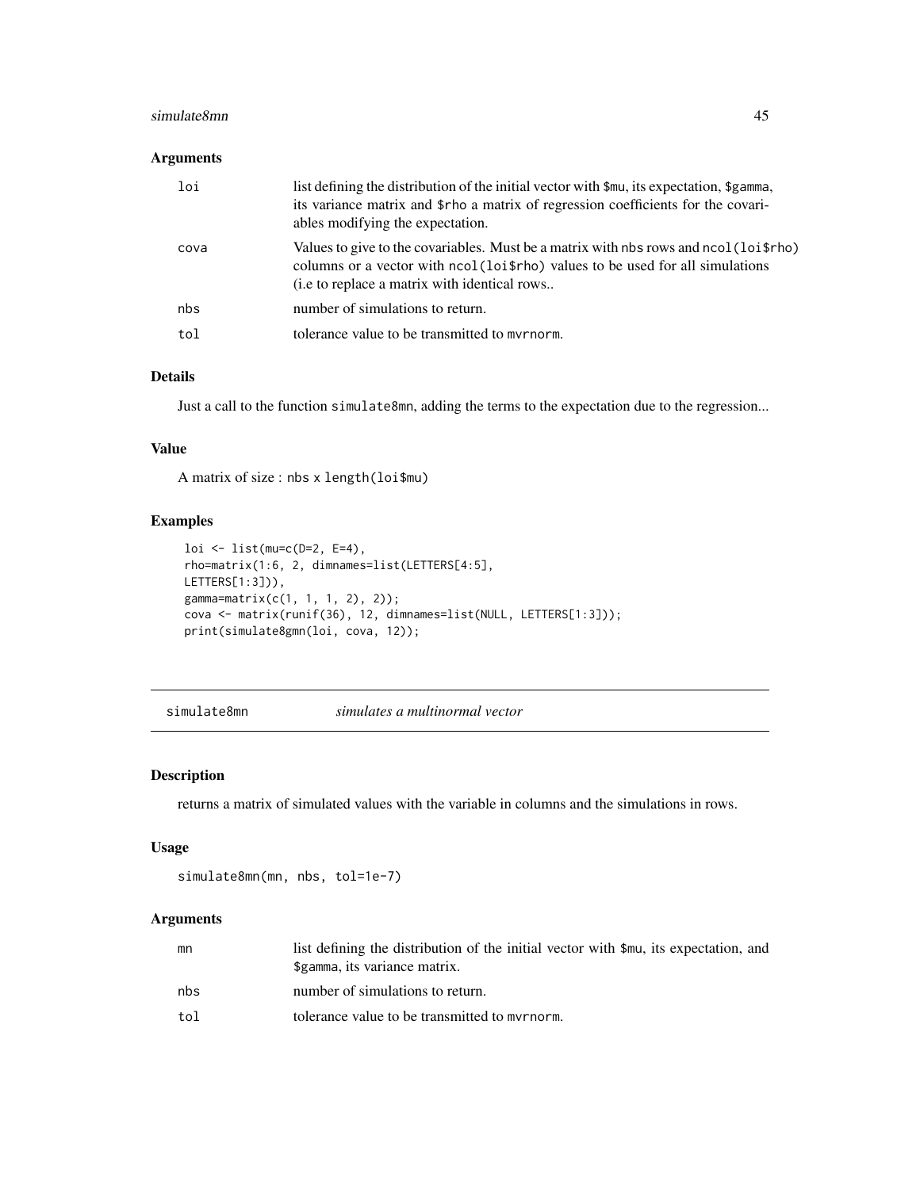### Arguments

| | |
|---|---|
| loi | list defining the distribution of the initial vector with $mu, its expectation, $gamma, its variance matrix and $rho a matrix of regression coefficients for the covariables modifying the expectation. |
| cova | Values to give to the covariables. Must be a matrix with nbs rows and ncol(loi$rho) columns or a vector with ncol(loi$rho) values to be used for all simulations (i.e to replace a matrix with identical rows.. |
| nbs | number of simulations to return. |
| tol | tolerance value to be transmitted to mvrnorm. |

### Details

Just a call to the function simulate8mn, adding the terms to the expectation due to the regression...

### Value

A matrix of size : nbs x length(loi$mu)

### Examples

```
loi <- list(mu=c(D=2, E=4),
rho=matrix(1:6, 2, dimnames=list(LETTERS[4:5],
LETTERS[1:3])),
gamma=matrix(c(1, 1, 1, 2), 2));
cova <- matrix(runif(36), 12, dimnames=list(NULL, LETTERS[1:3]));
print(simulate8gmn(loi, cova, 12));
```

---

## simulate8mn — *simulates a multinormal vector*

---

### Description

returns a matrix of simulated values with the variable in columns and the simulations in rows.

### Usage

```
simulate8mn(mn, nbs, tol=1e-7)
```

### Arguments

| | |
|---|---|
| mn | list defining the distribution of the initial vector with $mu, its expectation, and $gamma, its variance matrix. |
| nbs | number of simulations to return. |
| tol | tolerance value to be transmitted to mvrnorm. |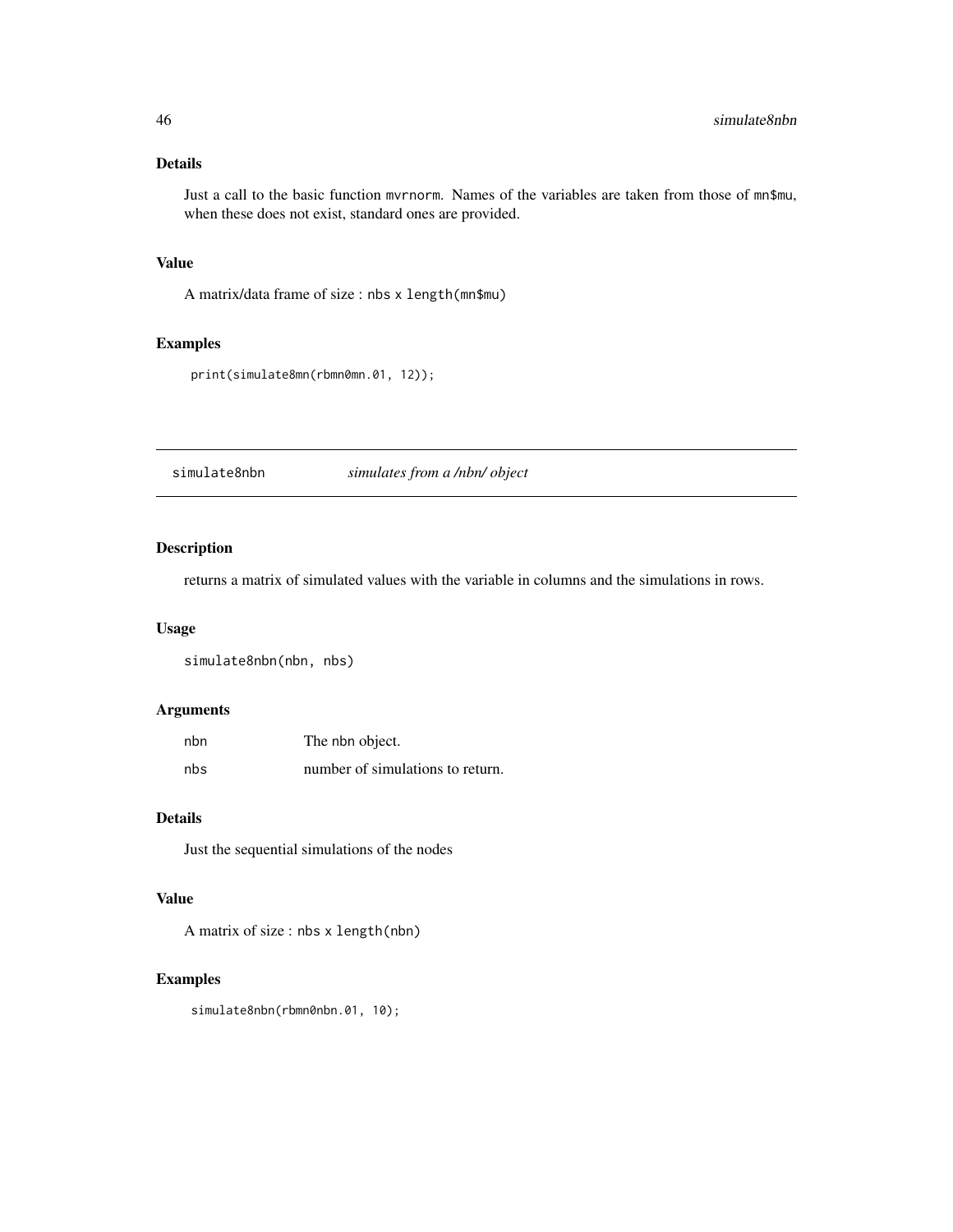### Details

Just a call to the basic function mvrnorm. Names of the variables are taken from those of mn$mu, when these does not exist, standard ones are provided.

### Value

A matrix/data frame of size : nbs x length(mn$mu)

### Examples

```
print(simulate8mn(rbmn0mn.01, 12));
```

---

## simulate8nbn — *simulates from a /nbn/ object*

---

### Description

returns a matrix of simulated values with the variable in columns and the simulations in rows.

### Usage

```
simulate8nbn(nbn, nbs)
```

### Arguments

| | |
|---|---|
| nbn | The nbn object. |
| nbs | number of simulations to return. |

### Details

Just the sequential simulations of the nodes

### Value

A matrix of size : nbs x length(nbn)

### Examples

```
simulate8nbn(rbmn0nbn.01, 10);
```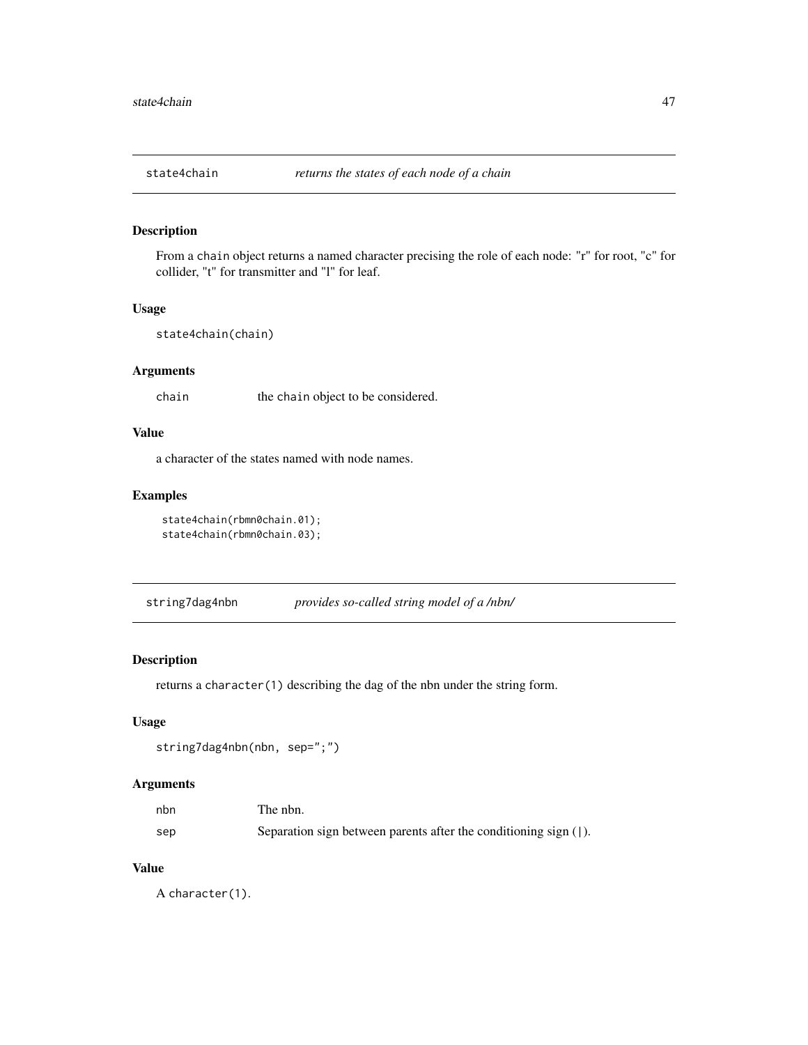## state4chain — *returns the states of each node of a chain*

### Description

From a `chain` object returns a named character precising the role of each node: "r" for root, "c" for collider, "t" for transmitter and "l" for leaf.

### Usage

```
state4chain(chain)
```

### Arguments

| | |
|---|---|
| `chain` | the `chain` object to be considered. |

### Value

a character of the states named with node names.

### Examples

```
state4chain(rbmn0chain.01);
state4chain(rbmn0chain.03);
```

## string7dag4nbn — *provides so-called string model of a /nbn/*

### Description

returns a `character(1)` describing the dag of the nbn under the string form.

### Usage

```
string7dag4nbn(nbn, sep=";")
```

### Arguments

| | |
|---|---|
| `nbn` | The nbn. |
| `sep` | Separation sign between parents after the conditioning sign (`|`). |

### Value

A `character(1)`.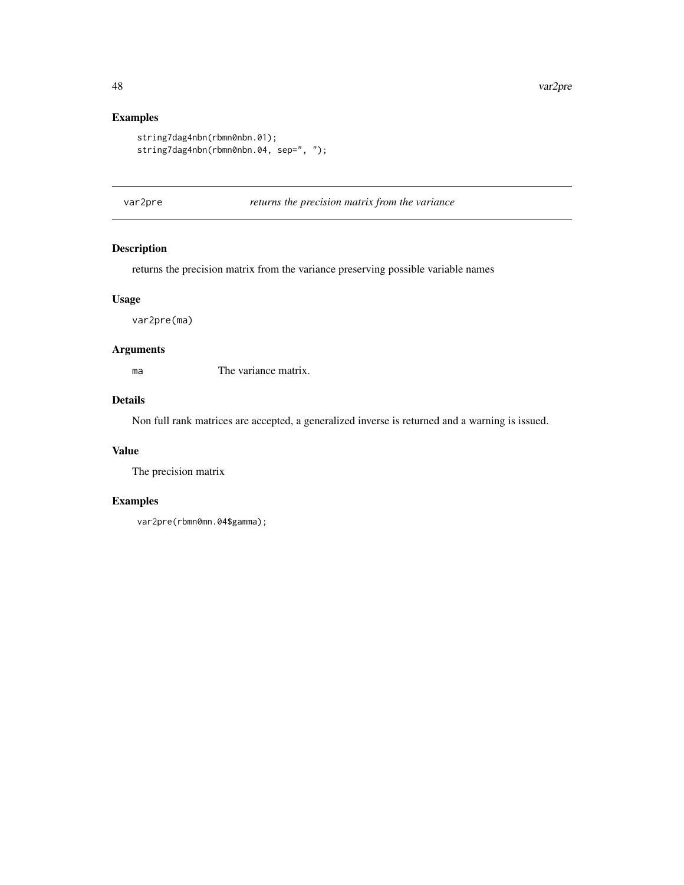## Examples

```
string7dag4nbn(rbmn0nbn.01);
string7dag4nbn(rbmn0nbn.04, sep=", ");
```

---

# var2pre *returns the precision matrix from the variance*

---

## Description

returns the precision matrix from the variance preserving possible variable names

## Usage

```
var2pre(ma)
```

## Arguments

| | |
|---|---|
| ma | The variance matrix. |

## Details

Non full rank matrices are accepted, a generalized inverse is returned and a warning is issued.

## Value

The precision matrix

## Examples

```
var2pre(rbmn0mn.04$gamma);
```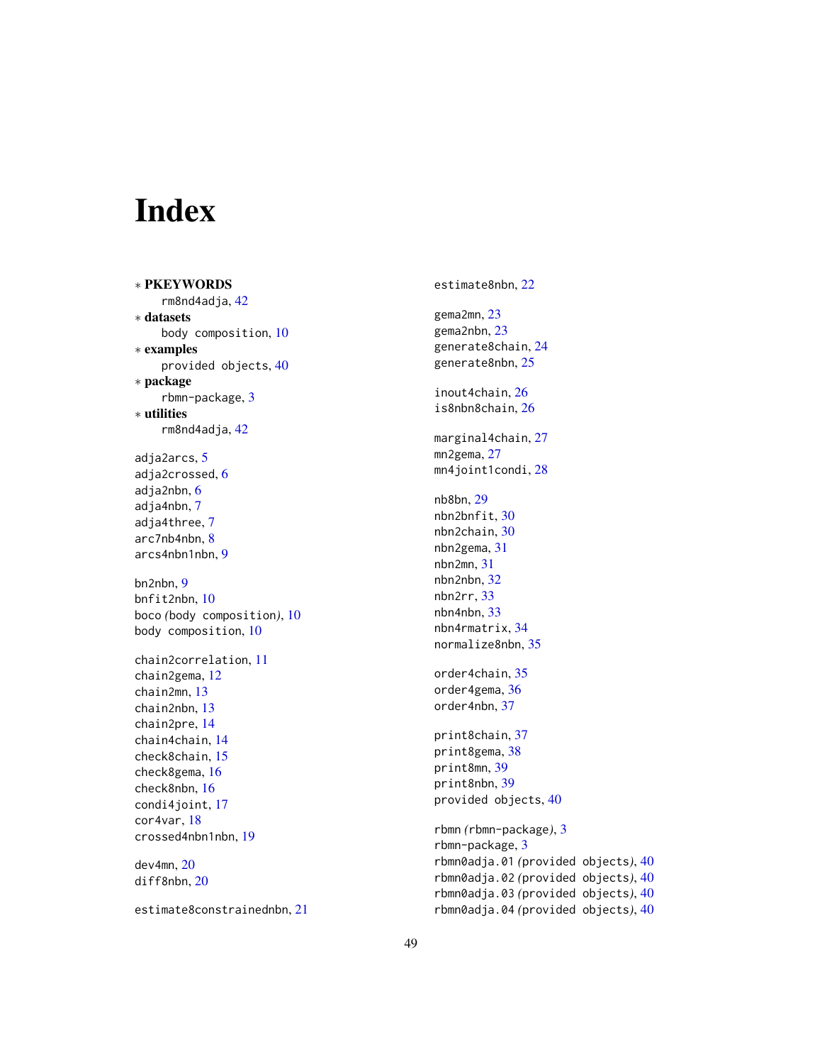# Index

* **PKEYWORDS**
  rm8nd4adja, 42
* **datasets**
  body composition, 10
* **examples**
  provided objects, 40
* **package**
  rbmn-package, 3
* **utilities**
  rm8nd4adja, 42

adja2arcs, 5
adja2crossed, 6
adja2nbn, 6
adja4nbn, 7
adja4three, 7
arc7nb4nbn, 8
arcs4nbn1nbn, 9

bn2nbn, 9
bnfit2nbn, 10
boco *(body composition)*, 10
body composition, 10

chain2correlation, 11
chain2gema, 12
chain2mn, 13
chain2nbn, 13
chain2pre, 14
chain4chain, 14
check8chain, 15
check8gema, 16
check8nbn, 16
condi4joint, 17
cor4var, 18
crossed4nbn1nbn, 19

dev4mn, 20
diff8nbn, 20

estimate8constrainednbn, 21
estimate8nbn, 22

gema2mn, 23
gema2nbn, 23
generate8chain, 24
generate8nbn, 25

inout4chain, 26
is8nbn8chain, 26

marginal4chain, 27
mn2gema, 27
mn4joint1condi, 28

nb8bn, 29
nbn2bnfit, 30
nbn2chain, 30
nbn2gema, 31
nbn2mn, 31
nbn2nbn, 32
nbn2rr, 33
nbn4nbn, 33
nbn4rmatrix, 34
normalize8nbn, 35

order4chain, 35
order4gema, 36
order4nbn, 37

print8chain, 37
print8gema, 38
print8mn, 39
print8nbn, 39
provided objects, 40

rbmn *(rbmn-package)*, 3
rbmn-package, 3
rbmn0adja.01 *(provided objects)*, 40
rbmn0adja.02 *(provided objects)*, 40
rbmn0adja.03 *(provided objects)*, 40
rbmn0adja.04 *(provided objects)*, 40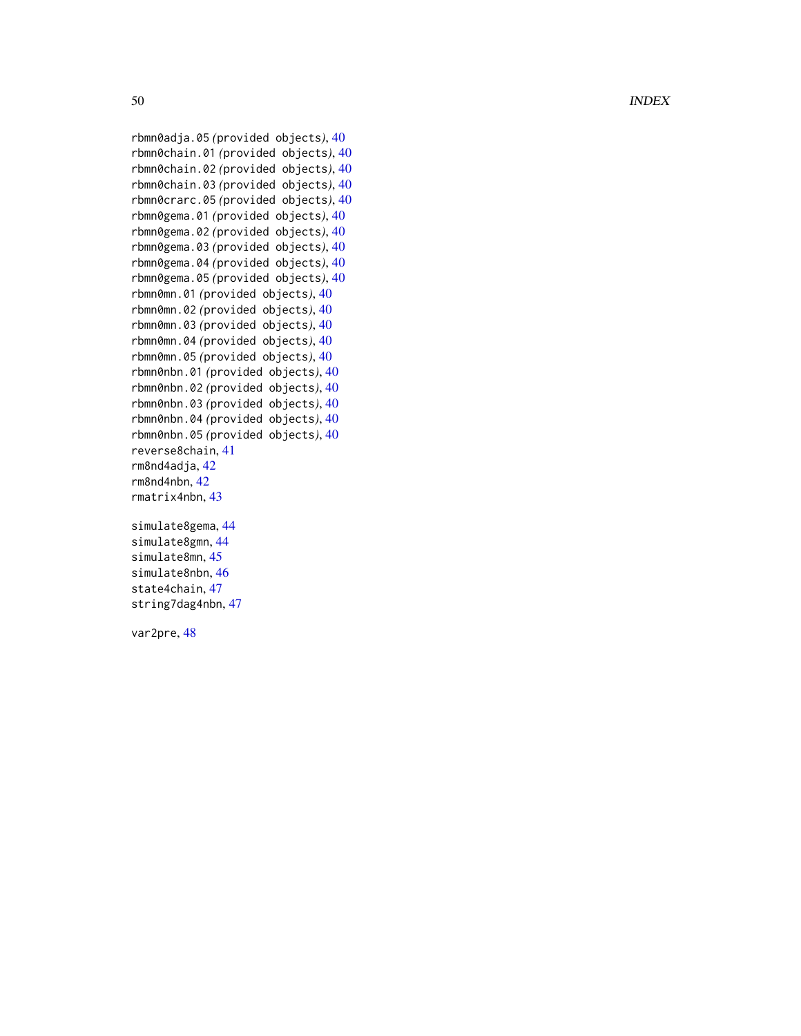rbmn0adja.05 *(*provided objects*)*, 40
rbmn0chain.01 *(*provided objects*)*, 40
rbmn0chain.02 *(*provided objects*)*, 40
rbmn0chain.03 *(*provided objects*)*, 40
rbmn0crarc.05 *(*provided objects*)*, 40
rbmn0gema.01 *(*provided objects*)*, 40
rbmn0gema.02 *(*provided objects*)*, 40
rbmn0gema.03 *(*provided objects*)*, 40
rbmn0gema.04 *(*provided objects*)*, 40
rbmn0gema.05 *(*provided objects*)*, 40
rbmn0mn.01 *(*provided objects*)*, 40
rbmn0mn.02 *(*provided objects*)*, 40
rbmn0mn.03 *(*provided objects*)*, 40
rbmn0mn.04 *(*provided objects*)*, 40
rbmn0mn.05 *(*provided objects*)*, 40
rbmn0nbn.01 *(*provided objects*)*, 40
rbmn0nbn.02 *(*provided objects*)*, 40
rbmn0nbn.03 *(*provided objects*)*, 40
rbmn0nbn.04 *(*provided objects*)*, 40
rbmn0nbn.05 *(*provided objects*)*, 40
reverse8chain, 41
rm8nd4adja, 42
rm8nd4nbn, 42
rmatrix4nbn, 43

simulate8gema, 44
simulate8gmn, 44
simulate8mn, 45
simulate8nbn, 46
state4chain, 47
string7dag4nbn, 47

var2pre, 48